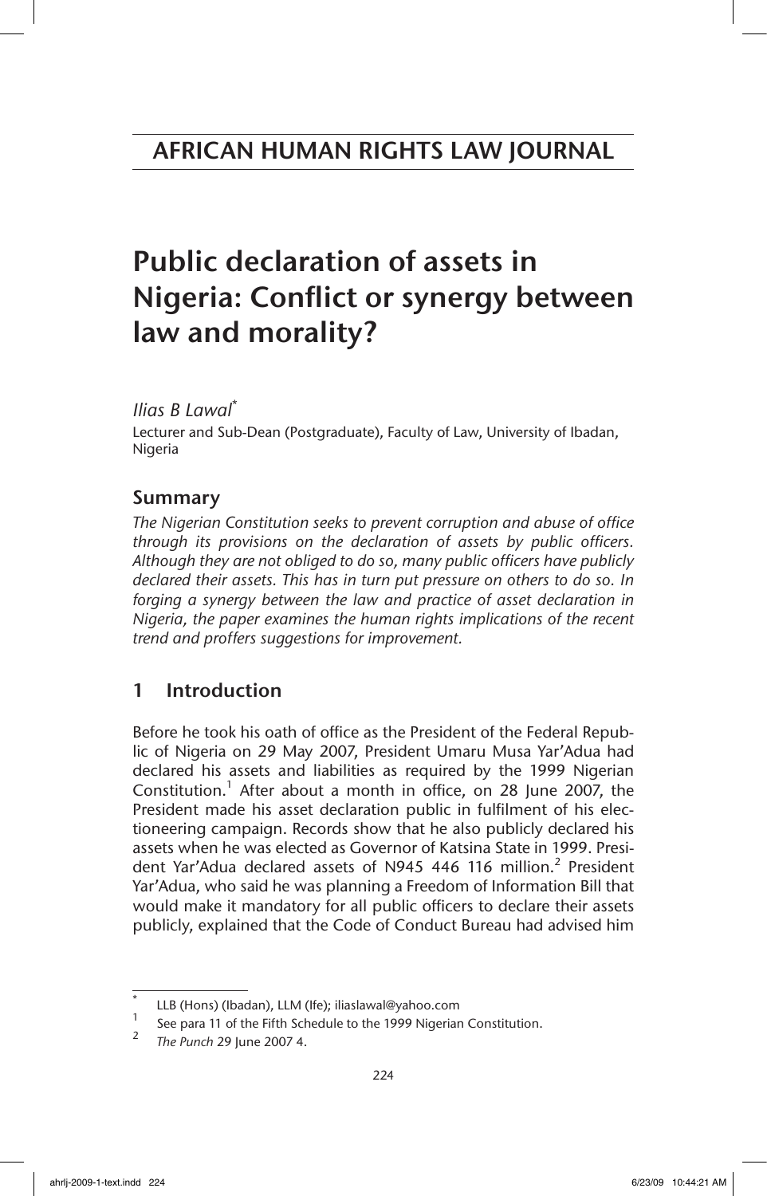AFRICAN HUMAN RIGHTS LAW JOURNAL

# Public declaration of assets in Nigeria: Conflict or synergy between law and morality?

*Ilias B Lawal**

Lecturer and Sub-Dean (Postgraduate), Faculty of Law, University of Ibadan, Nigeria

## Summary

*The Nigerian Constitution seeks to prevent corruption and abuse of office through its provisions on the declaration of assets by public officers. Although they are not obliged to do so, many public officers have publicly declared their assets. This has in turn put pressure on others to do so. In forging a synergy between the law and practice of asset declaration in Nigeria, the paper examines the human rights implications of the recent trend and proffers suggestions for improvement.*

## 1 Introduction

Before he took his oath of office as the President of the Federal Republic of Nigeria on 29 May 2007, President Umaru Musa Yar'Adua had declared his assets and liabilities as required by the 1999 Nigerian Constitution.[1] After about a month in office, on 28 June 2007, the President made his asset declaration public in fulfilment of his electioneering campaign. Records show that he also publicly declared his assets when he was elected as Governor of Katsina State in 1999. President Yar'Adua declared assets of N945 446 116 million.[2] President Yar'Adua, who said he was planning a Freedom of Information Bill that would make it mandatory for all public officers to declare their assets publicly, explained that the Code of Conduct Bureau had advised him

---

\* LLB (Hons) (Ibadan), LLM (Ife); iliaslawal@yahoo.com

[1] See para 11 of the Fifth Schedule to the 1999 Nigerian Constitution.

[2] *The Punch* 29 June 2007 4.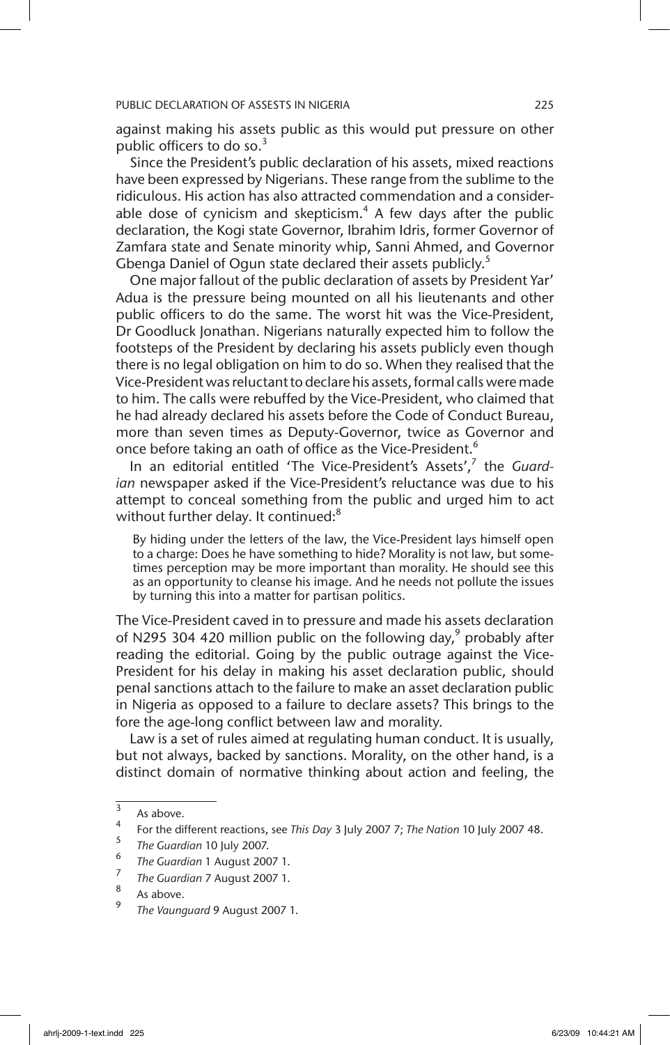against making his assets public as this would put pressure on other public officers to do so.[3]

Since the President's public declaration of his assets, mixed reactions have been expressed by Nigerians. These range from the sublime to the ridiculous. His action has also attracted commendation and a considerable dose of cynicism and skepticism.[4] A few days after the public declaration, the Kogi state Governor, Ibrahim Idris, former Governor of Zamfara state and Senate minority whip, Sanni Ahmed, and Governor Gbenga Daniel of Ogun state declared their assets publicly.[5]

One major fallout of the public declaration of assets by President Yar' Adua is the pressure being mounted on all his lieutenants and other public officers to do the same. The worst hit was the Vice-President, Dr Goodluck Jonathan. Nigerians naturally expected him to follow the footsteps of the President by declaring his assets publicly even though there is no legal obligation on him to do so. When they realised that the Vice-President was reluctant to declare his assets, formal calls were made to him. The calls were rebuffed by the Vice-President, who claimed that he had already declared his assets before the Code of Conduct Bureau, more than seven times as Deputy-Governor, twice as Governor and once before taking an oath of office as the Vice-President.[6]

In an editorial entitled 'The Vice-President's Assets',[7] the *Guardian* newspaper asked if the Vice-President's reluctance was due to his attempt to conceal something from the public and urged him to act without further delay. It continued:[8]

> By hiding under the letters of the law, the Vice-President lays himself open to a charge: Does he have something to hide? Morality is not law, but sometimes perception may be more important than morality. He should see this as an opportunity to cleanse his image. And he needs not pollute the issues by turning this into a matter for partisan politics.

The Vice-President caved in to pressure and made his assets declaration of N295 304 420 million public on the following day,[9] probably after reading the editorial. Going by the public outrage against the Vice-President for his delay in making his asset declaration public, should penal sanctions attach to the failure to make an asset declaration public in Nigeria as opposed to a failure to declare assets? This brings to the fore the age-long conflict between law and morality.

Law is a set of rules aimed at regulating human conduct. It is usually, but not always, backed by sanctions. Morality, on the other hand, is a distinct domain of normative thinking about action and feeling, the

---

[3] As above.

[4] For the different reactions, see *This Day* 3 July 2007 7; *The Nation* 10 July 2007 48.

[5] *The Guardian* 10 July 2007.

[6] *The Guardian* 1 August 2007 1.

[7] *The Guardian* 7 August 2007 1.

[8] As above.

[9] *The Vaunguard* 9 August 2007 1.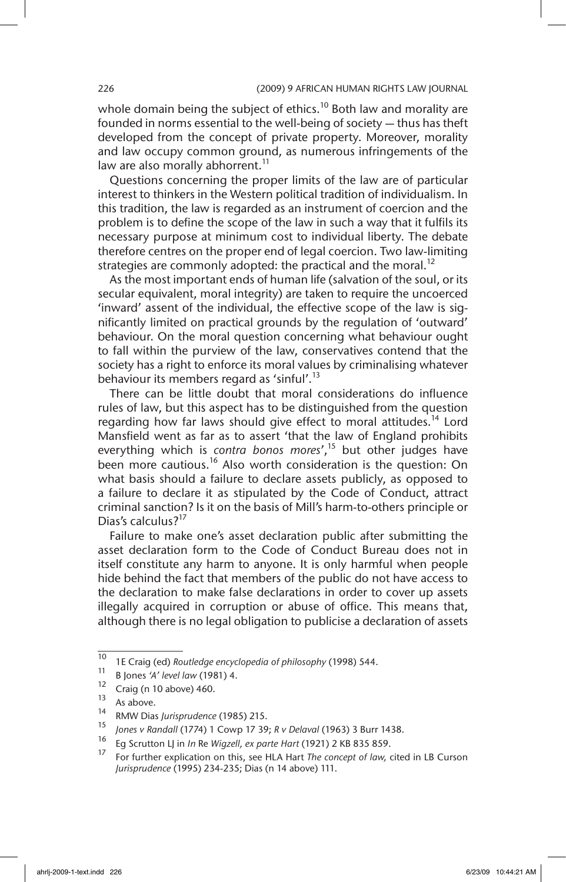whole domain being the subject of ethics.[10] Both law and morality are founded in norms essential to the well-being of society — thus has theft developed from the concept of private property. Moreover, morality and law occupy common ground, as numerous infringements of the law are also morally abhorrent.[11]

Questions concerning the proper limits of the law are of particular interest to thinkers in the Western political tradition of individualism. In this tradition, the law is regarded as an instrument of coercion and the problem is to define the scope of the law in such a way that it fulfils its necessary purpose at minimum cost to individual liberty. The debate therefore centres on the proper end of legal coercion. Two law-limiting strategies are commonly adopted: the practical and the moral.[12]

As the most important ends of human life (salvation of the soul, or its secular equivalent, moral integrity) are taken to require the uncoerced 'inward' assent of the individual, the effective scope of the law is significantly limited on practical grounds by the regulation of 'outward' behaviour. On the moral question concerning what behaviour ought to fall within the purview of the law, conservatives contend that the society has a right to enforce its moral values by criminalising whatever behaviour its members regard as 'sinful'.[13]

There can be little doubt that moral considerations do influence rules of law, but this aspect has to be distinguished from the question regarding how far laws should give effect to moral attitudes.[14] Lord Mansfield went as far as to assert 'that the law of England prohibits everything which is *contra bonos mores*',[15] but other judges have been more cautious.[16] Also worth consideration is the question: On what basis should a failure to declare assets publicly, as opposed to a failure to declare it as stipulated by the Code of Conduct, attract criminal sanction? Is it on the basis of Mill's harm-to-others principle or Dias's calculus?[17]

Failure to make one's asset declaration public after submitting the asset declaration form to the Code of Conduct Bureau does not in itself constitute any harm to anyone. It is only harmful when people hide behind the fact that members of the public do not have access to the declaration to make false declarations in order to cover up assets illegally acquired in corruption or abuse of office. This means that, although there is no legal obligation to publicise a declaration of assets

---

[10] 1E Craig (ed) *Routledge encyclopedia of philosophy* (1998) 544.

[11] B Jones *'A' level law* (1981) 4.

[12] Craig (n 10 above) 460.

[13] As above.

[14] RMW Dias *Jurisprudence* (1985) 215.

[15] *Jones v Randall* (1774) 1 Cowp 17 39; *R v Delaval* (1963) 3 Burr 1438.

[16] Eg Scrutton LJ in *In* Re *Wigzell, ex parte Hart* (1921) 2 KB 835 859.

[17] For further explication on this, see HLA Hart *The concept of law,* cited in LB Curson *Jurisprudence* (1995) 234-235; Dias (n 14 above) 111.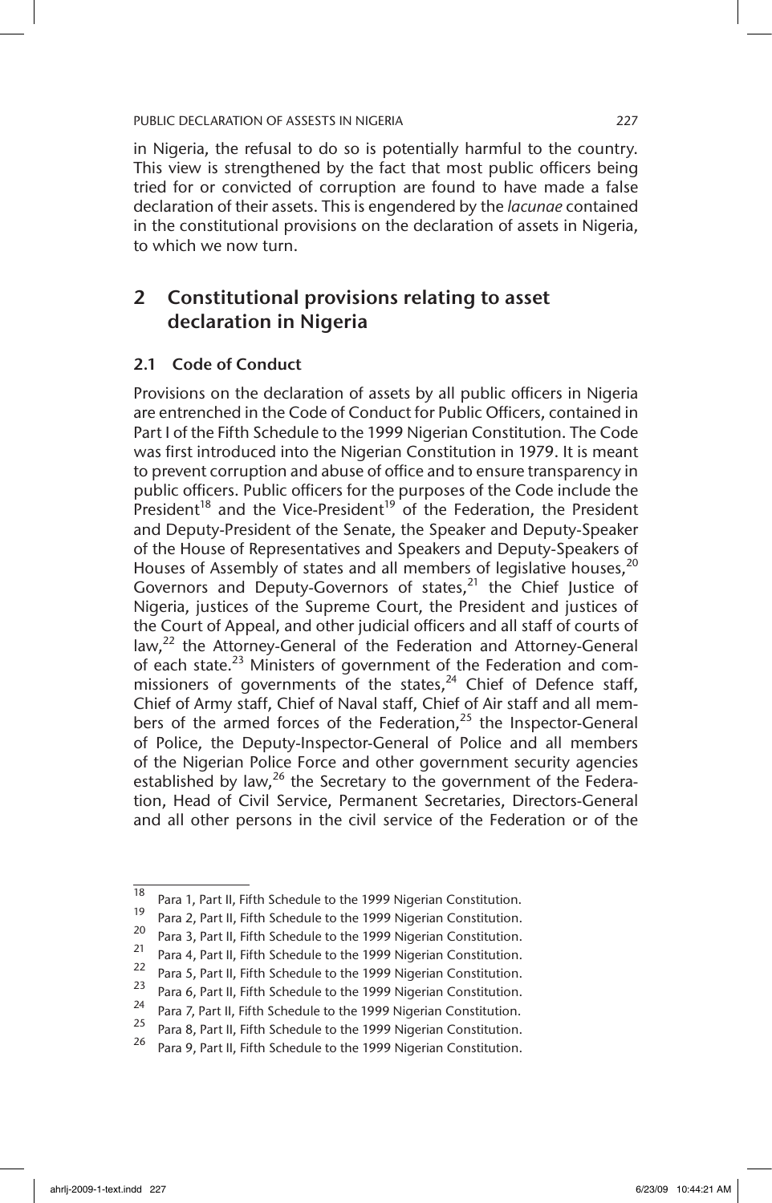in Nigeria, the refusal to do so is potentially harmful to the country. This view is strengthened by the fact that most public officers being tried for or convicted of corruption are found to have made a false declaration of their assets. This is engendered by the *lacunae* contained in the constitutional provisions on the declaration of assets in Nigeria, to which we now turn.

## 2 Constitutional provisions relating to asset declaration in Nigeria

### 2.1 Code of Conduct

Provisions on the declaration of assets by all public officers in Nigeria are entrenched in the Code of Conduct for Public Officers, contained in Part I of the Fifth Schedule to the 1999 Nigerian Constitution. The Code was first introduced into the Nigerian Constitution in 1979. It is meant to prevent corruption and abuse of office and to ensure transparency in public officers. Public officers for the purposes of the Code include the President[18] and the Vice-President[19] of the Federation, the President and Deputy-President of the Senate, the Speaker and Deputy-Speaker of the House of Representatives and Speakers and Deputy-Speakers of Houses of Assembly of states and all members of legislative houses,[20] Governors and Deputy-Governors of states,[21] the Chief Justice of Nigeria, justices of the Supreme Court, the President and justices of the Court of Appeal, and other judicial officers and all staff of courts of law,[22] the Attorney-General of the Federation and Attorney-General of each state.[23] Ministers of government of the Federation and commissioners of governments of the states,[24] Chief of Defence staff, Chief of Army staff, Chief of Naval staff, Chief of Air staff and all members of the armed forces of the Federation,[25] the Inspector-General of Police, the Deputy-Inspector-General of Police and all members of the Nigerian Police Force and other government security agencies established by law,[26] the Secretary to the government of the Federation, Head of Civil Service, Permanent Secretaries, Directors-General and all other persons in the civil service of the Federation or of the

---

18 Para 1, Part II, Fifth Schedule to the 1999 Nigerian Constitution.

19 Para 2, Part II, Fifth Schedule to the 1999 Nigerian Constitution.

20 Para 3, Part II, Fifth Schedule to the 1999 Nigerian Constitution.

21 Para 4, Part II, Fifth Schedule to the 1999 Nigerian Constitution.

22 Para 5, Part II, Fifth Schedule to the 1999 Nigerian Constitution.

23 Para 6, Part II, Fifth Schedule to the 1999 Nigerian Constitution.

24 Para 7, Part II, Fifth Schedule to the 1999 Nigerian Constitution.

25 Para 8, Part II, Fifth Schedule to the 1999 Nigerian Constitution.

26 Para 9, Part II, Fifth Schedule to the 1999 Nigerian Constitution.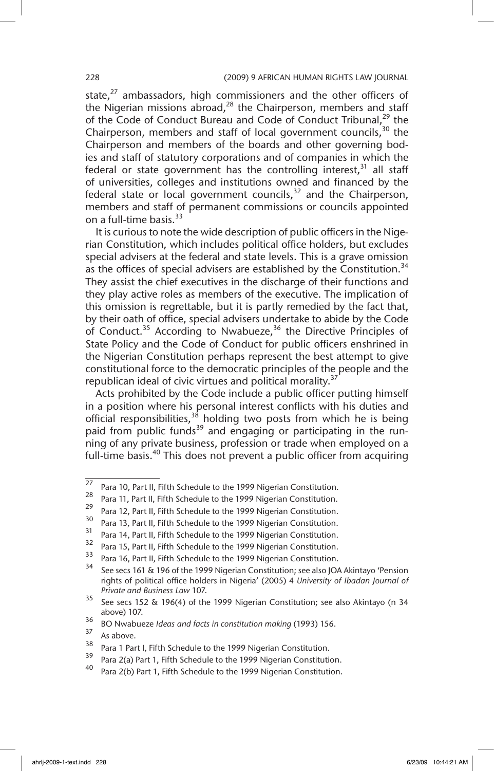state,[27] ambassadors, high commissioners and the other officers of the Nigerian missions abroad,[28] the Chairperson, members and staff of the Code of Conduct Bureau and Code of Conduct Tribunal,[29] the Chairperson, members and staff of local government councils,[30] the Chairperson and members of the boards and other governing bodies and staff of statutory corporations and of companies in which the federal or state government has the controlling interest,[31] all staff of universities, colleges and institutions owned and financed by the federal state or local government councils,[32] and the Chairperson, members and staff of permanent commissions or councils appointed on a full-time basis.[33]

It is curious to note the wide description of public officers in the Nigerian Constitution, which includes political office holders, but excludes special advisers at the federal and state levels. This is a grave omission as the offices of special advisers are established by the Constitution.[34] They assist the chief executives in the discharge of their functions and they play active roles as members of the executive. The implication of this omission is regrettable, but it is partly remedied by the fact that, by their oath of office, special advisers undertake to abide by the Code of Conduct.[35] According to Nwabueze,[36] the Directive Principles of State Policy and the Code of Conduct for public officers enshrined in the Nigerian Constitution perhaps represent the best attempt to give constitutional force to the democratic principles of the people and the republican ideal of civic virtues and political morality.[37]

Acts prohibited by the Code include a public officer putting himself in a position where his personal interest conflicts with his duties and official responsibilities,[38] holding two posts from which he is being paid from public funds[39] and engaging or participating in the running of any private business, profession or trade when employed on a full-time basis.[40] This does not prevent a public officer from acquiring

---

[27] Para 10, Part II, Fifth Schedule to the 1999 Nigerian Constitution.

[28] Para 11, Part II, Fifth Schedule to the 1999 Nigerian Constitution.

[29] Para 12, Part II, Fifth Schedule to the 1999 Nigerian Constitution.

[30] Para 13, Part II, Fifth Schedule to the 1999 Nigerian Constitution.

[31] Para 14, Part II, Fifth Schedule to the 1999 Nigerian Constitution.

[32] Para 15, Part II, Fifth Schedule to the 1999 Nigerian Constitution.

[33] Para 16, Part II, Fifth Schedule to the 1999 Nigerian Constitution.

[34] See secs 161 & 196 of the 1999 Nigerian Constitution; see also JOA Akintayo 'Pension rights of political office holders in Nigeria' (2005) 4 *University of Ibadan Journal of Private and Business Law* 107.

[35] See secs 152 & 196(4) of the 1999 Nigerian Constitution; see also Akintayo (n 34 above) 107.

[36] BO Nwabueze *Ideas and facts in constitution making* (1993) 156.

[37] As above.

[38] Para 1 Part I, Fifth Schedule to the 1999 Nigerian Constitution.

[39] Para 2(a) Part 1, Fifth Schedule to the 1999 Nigerian Constitution.

[40] Para 2(b) Part 1, Fifth Schedule to the 1999 Nigerian Constitution.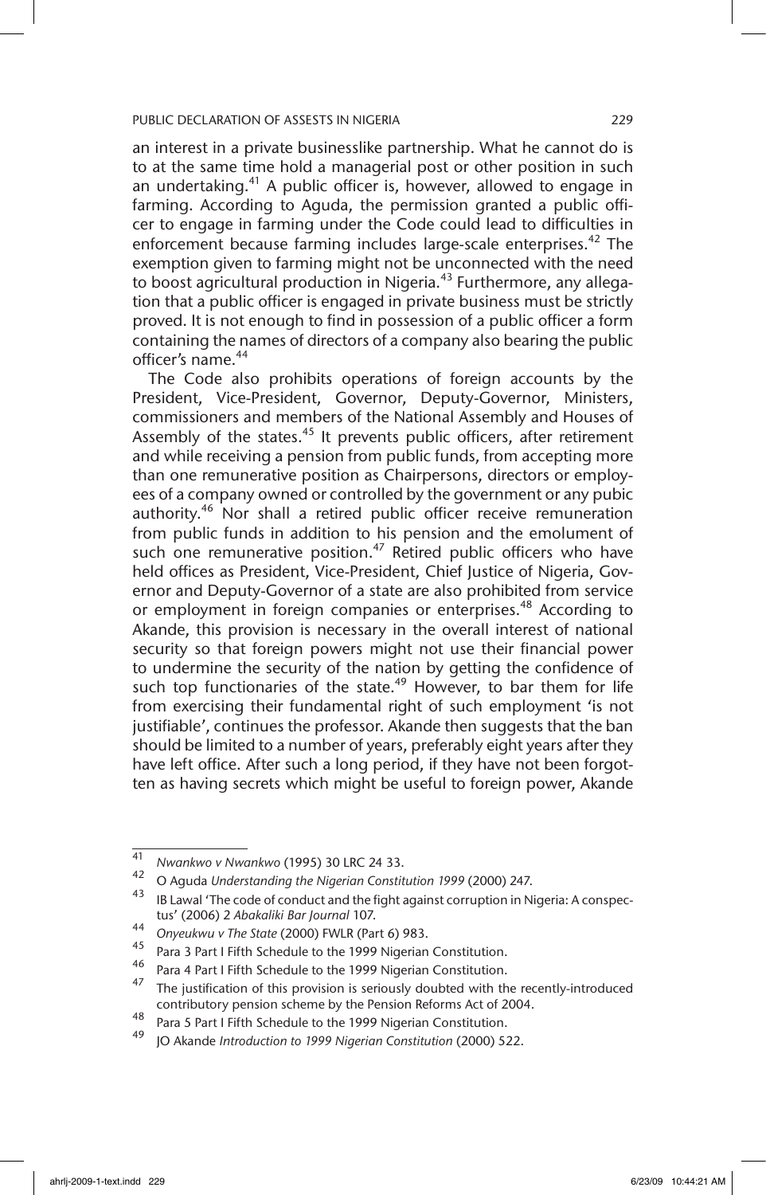an interest in a private businesslike partnership. What he cannot do is to at the same time hold a managerial post or other position in such an undertaking.[41] A public officer is, however, allowed to engage in farming. According to Aguda, the permission granted a public officer to engage in farming under the Code could lead to difficulties in enforcement because farming includes large-scale enterprises.[42] The exemption given to farming might not be unconnected with the need to boost agricultural production in Nigeria.[43] Furthermore, any allegation that a public officer is engaged in private business must be strictly proved. It is not enough to find in possession of a public officer a form containing the names of directors of a company also bearing the public officer's name.[44]

The Code also prohibits operations of foreign accounts by the President, Vice-President, Governor, Deputy-Governor, Ministers, commissioners and members of the National Assembly and Houses of Assembly of the states.[45] It prevents public officers, after retirement and while receiving a pension from public funds, from accepting more than one remunerative position as Chairpersons, directors or employees of a company owned or controlled by the government or any pubic authority.[46] Nor shall a retired public officer receive remuneration from public funds in addition to his pension and the emolument of such one remunerative position.[47] Retired public officers who have held offices as President, Vice-President, Chief Justice of Nigeria, Governor and Deputy-Governor of a state are also prohibited from service or employment in foreign companies or enterprises.[48] According to Akande, this provision is necessary in the overall interest of national security so that foreign powers might not use their financial power to undermine the security of the nation by getting the confidence of such top functionaries of the state.[49] However, to bar them for life from exercising their fundamental right of such employment 'is not justifiable', continues the professor. Akande then suggests that the ban should be limited to a number of years, preferably eight years after they have left office. After such a long period, if they have not been forgotten as having secrets which might be useful to foreign power, Akande

---

[41] *Nwankwo v Nwankwo* (1995) 30 LRC 24 33.

[42] O Aguda *Understanding the Nigerian Constitution 1999* (2000) 247.

[43] IB Lawal 'The code of conduct and the fight against corruption in Nigeria: A conspectus' (2006) 2 *Abakaliki Bar Journal* 107.

[44] *Onyeukwu v The State* (2000) FWLR (Part 6) 983.

[45] Para 3 Part I Fifth Schedule to the 1999 Nigerian Constitution.

[46] Para 4 Part I Fifth Schedule to the 1999 Nigerian Constitution.

[47] The justification of this provision is seriously doubted with the recently-introduced contributory pension scheme by the Pension Reforms Act of 2004.

[48] Para 5 Part I Fifth Schedule to the 1999 Nigerian Constitution.

[49] JO Akande *Introduction to 1999 Nigerian Constitution* (2000) 522.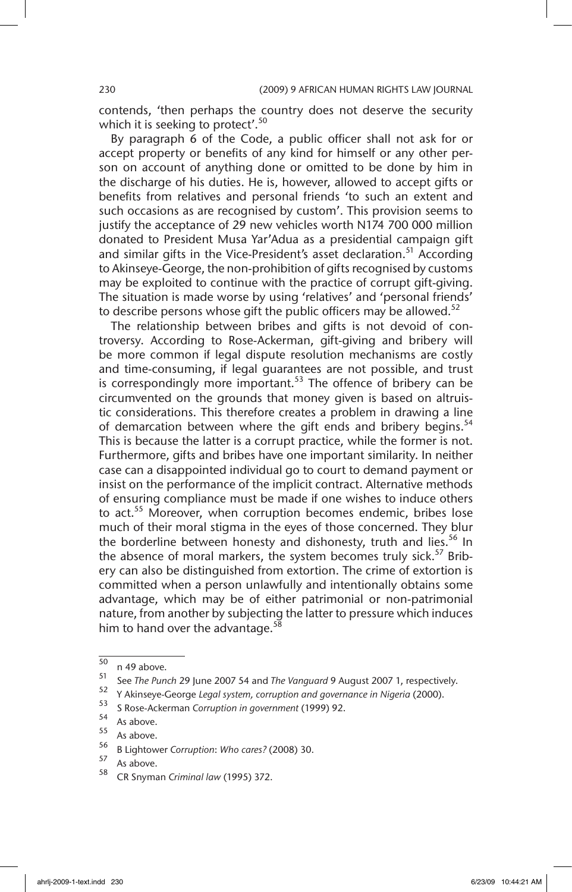contends, 'then perhaps the country does not deserve the security which it is seeking to protect'.[50]

By paragraph 6 of the Code, a public officer shall not ask for or accept property or benefits of any kind for himself or any other person on account of anything done or omitted to be done by him in the discharge of his duties. He is, however, allowed to accept gifts or benefits from relatives and personal friends 'to such an extent and such occasions as are recognised by custom'. This provision seems to justify the acceptance of 29 new vehicles worth N174 700 000 million donated to President Musa Yar'Adua as a presidential campaign gift and similar gifts in the Vice-President's asset declaration.[51] According to Akinseye-George, the non-prohibition of gifts recognised by customs may be exploited to continue with the practice of corrupt gift-giving. The situation is made worse by using 'relatives' and 'personal friends' to describe persons whose gift the public officers may be allowed.[52]

The relationship between bribes and gifts is not devoid of controversy. According to Rose-Ackerman, gift-giving and bribery will be more common if legal dispute resolution mechanisms are costly and time-consuming, if legal guarantees are not possible, and trust is correspondingly more important.[53] The offence of bribery can be circumvented on the grounds that money given is based on altruistic considerations. This therefore creates a problem in drawing a line of demarcation between where the gift ends and bribery begins.[54] This is because the latter is a corrupt practice, while the former is not. Furthermore, gifts and bribes have one important similarity. In neither case can a disappointed individual go to court to demand payment or insist on the performance of the implicit contract. Alternative methods of ensuring compliance must be made if one wishes to induce others to act.[55] Moreover, when corruption becomes endemic, bribes lose much of their moral stigma in the eyes of those concerned. They blur the borderline between honesty and dishonesty, truth and lies.[56] In the absence of moral markers, the system becomes truly sick.[57] Bribery can also be distinguished from extortion. The crime of extortion is committed when a person unlawfully and intentionally obtains some advantage, which may be of either patrimonial or non-patrimonial nature, from another by subjecting the latter to pressure which induces him to hand over the advantage.[58]

---

[50] n 49 above.

[51] See *The Punch* 29 June 2007 54 and *The Vanguard* 9 August 2007 1, respectively.

[52] Y Akinseye-George *Legal system, corruption and governance in Nigeria* (2000).

[53] S Rose-Ackerman *Corruption in government* (1999) 92.

[54] As above.

[55] As above.

[56] B Lightower *Corruption: Who cares?* (2008) 30.

[57] As above.

[58] CR Snyman *Criminal law* (1995) 372.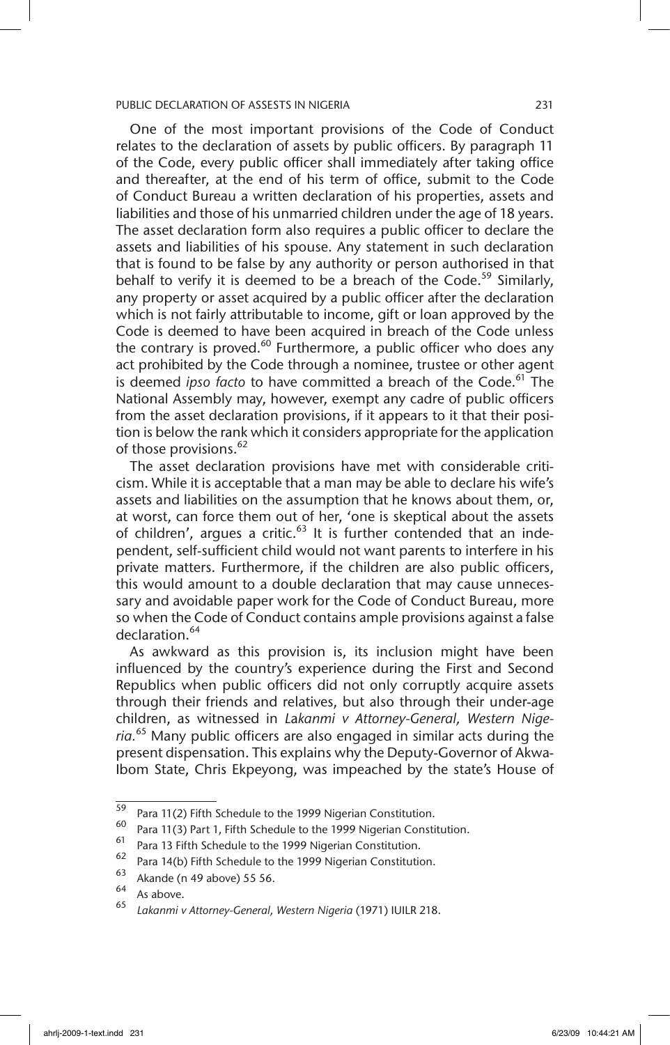One of the most important provisions of the Code of Conduct relates to the declaration of assets by public officers. By paragraph 11 of the Code, every public officer shall immediately after taking office and thereafter, at the end of his term of office, submit to the Code of Conduct Bureau a written declaration of his properties, assets and liabilities and those of his unmarried children under the age of 18 years. The asset declaration form also requires a public officer to declare the assets and liabilities of his spouse. Any statement in such declaration that is found to be false by any authority or person authorised in that behalf to verify it is deemed to be a breach of the Code.[59] Similarly, any property or asset acquired by a public officer after the declaration which is not fairly attributable to income, gift or loan approved by the Code is deemed to have been acquired in breach of the Code unless the contrary is proved.[60] Furthermore, a public officer who does any act prohibited by the Code through a nominee, trustee or other agent is deemed *ipso facto* to have committed a breach of the Code.[61] The National Assembly may, however, exempt any cadre of public officers from the asset declaration provisions, if it appears to it that their position is below the rank which it considers appropriate for the application of those provisions.[62]

The asset declaration provisions have met with considerable criticism. While it is acceptable that a man may be able to declare his wife's assets and liabilities on the assumption that he knows about them, or, at worst, can force them out of her, 'one is skeptical about the assets of children', argues a critic.[63] It is further contended that an independent, self-sufficient child would not want parents to interfere in his private matters. Furthermore, if the children are also public officers, this would amount to a double declaration that may cause unnecessary and avoidable paper work for the Code of Conduct Bureau, more so when the Code of Conduct contains ample provisions against a false declaration.[64]

As awkward as this provision is, its inclusion might have been influenced by the country's experience during the First and Second Republics when public officers did not only corruptly acquire assets through their friends and relatives, but also through their under-age children, as witnessed in *Lakanmi v Attorney-General, Western Nigeria*.[65] Many public officers are also engaged in similar acts during the present dispensation. This explains why the Deputy-Governor of Akwa-Ibom State, Chris Ekpeyong, was impeached by the state's House of

---

[59] Para 11(2) Fifth Schedule to the 1999 Nigerian Constitution.

[60] Para 11(3) Part 1, Fifth Schedule to the 1999 Nigerian Constitution.

[61] Para 13 Fifth Schedule to the 1999 Nigerian Constitution.

[62] Para 14(b) Fifth Schedule to the 1999 Nigerian Constitution.

[63] Akande (n 49 above) 55 56.

[64] As above.

[65] *Lakanmi v Attorney-General, Western Nigeria* (1971) IUILR 218.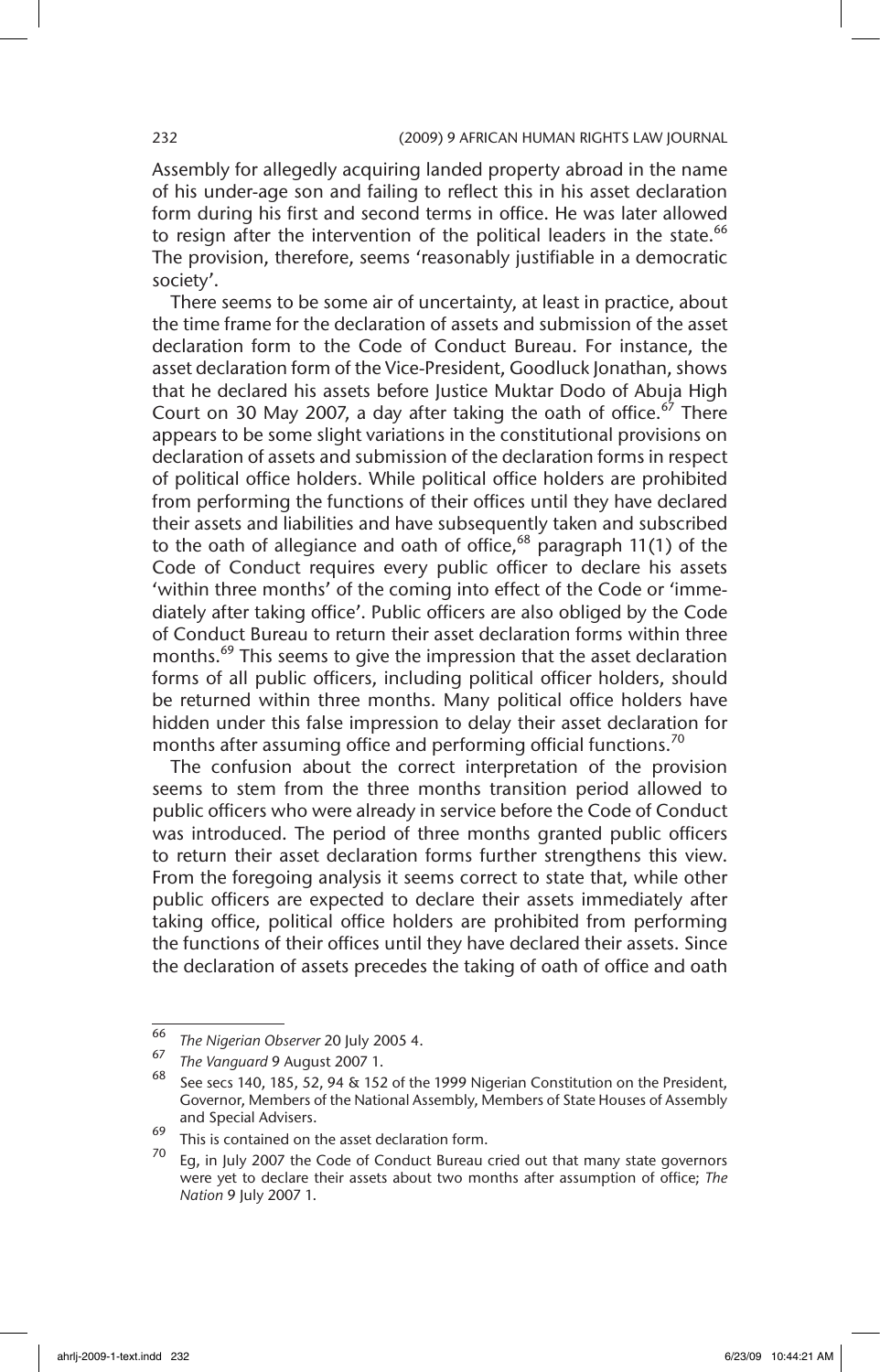Assembly for allegedly acquiring landed property abroad in the name of his under-age son and failing to reflect this in his asset declaration form during his first and second terms in office. He was later allowed to resign after the intervention of the political leaders in the state.[66] The provision, therefore, seems 'reasonably justifiable in a democratic society'.

There seems to be some air of uncertainty, at least in practice, about the time frame for the declaration of assets and submission of the asset declaration form to the Code of Conduct Bureau. For instance, the asset declaration form of the Vice-President, Goodluck Jonathan, shows that he declared his assets before Justice Muktar Dodo of Abuja High Court on 30 May 2007, a day after taking the oath of office.[67] There appears to be some slight variations in the constitutional provisions on declaration of assets and submission of the declaration forms in respect of political office holders. While political office holders are prohibited from performing the functions of their offices until they have declared their assets and liabilities and have subsequently taken and subscribed to the oath of allegiance and oath of office,[68] paragraph 11(1) of the Code of Conduct requires every public officer to declare his assets 'within three months' of the coming into effect of the Code or 'immediately after taking office'. Public officers are also obliged by the Code of Conduct Bureau to return their asset declaration forms within three months.[69] This seems to give the impression that the asset declaration forms of all public officers, including political officer holders, should be returned within three months. Many political office holders have hidden under this false impression to delay their asset declaration for months after assuming office and performing official functions.[70]

The confusion about the correct interpretation of the provision seems to stem from the three months transition period allowed to public officers who were already in service before the Code of Conduct was introduced. The period of three months granted public officers to return their asset declaration forms further strengthens this view. From the foregoing analysis it seems correct to state that, while other public officers are expected to declare their assets immediately after taking office, political office holders are prohibited from performing the functions of their offices until they have declared their assets. Since the declaration of assets precedes the taking of oath of office and oath

---

66 *The Nigerian Observer* 20 July 2005 4.

67 *The Vanguard* 9 August 2007 1.

68 See secs 140, 185, 52, 94 & 152 of the 1999 Nigerian Constitution on the President, Governor, Members of the National Assembly, Members of State Houses of Assembly and Special Advisers.

69 This is contained on the asset declaration form.

70 Eg, in July 2007 the Code of Conduct Bureau cried out that many state governors were yet to declare their assets about two months after assumption of office; *The Nation* 9 July 2007 1.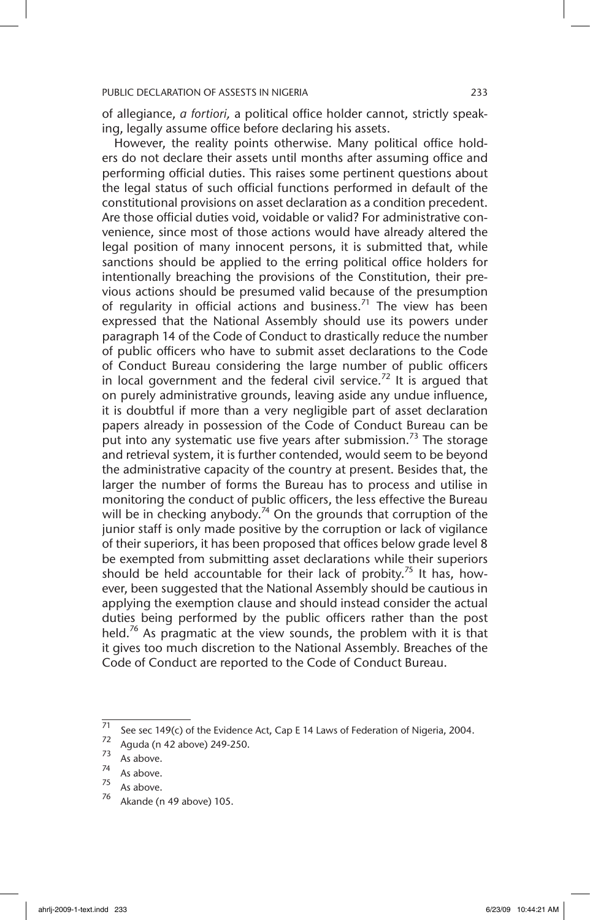of allegiance, *a fortiori*, a political office holder cannot, strictly speaking, legally assume office before declaring his assets.

However, the reality points otherwise. Many political office holders do not declare their assets until months after assuming office and performing official duties. This raises some pertinent questions about the legal status of such official functions performed in default of the constitutional provisions on asset declaration as a condition precedent. Are those official duties void, voidable or valid? For administrative convenience, since most of those actions would have already altered the legal position of many innocent persons, it is submitted that, while sanctions should be applied to the erring political office holders for intentionally breaching the provisions of the Constitution, their previous actions should be presumed valid because of the presumption of regularity in official actions and business.[71] The view has been expressed that the National Assembly should use its powers under paragraph 14 of the Code of Conduct to drastically reduce the number of public officers who have to submit asset declarations to the Code of Conduct Bureau considering the large number of public officers in local government and the federal civil service.[72] It is argued that on purely administrative grounds, leaving aside any undue influence, it is doubtful if more than a very negligible part of asset declaration papers already in possession of the Code of Conduct Bureau can be put into any systematic use five years after submission.[73] The storage and retrieval system, it is further contended, would seem to be beyond the administrative capacity of the country at present. Besides that, the larger the number of forms the Bureau has to process and utilise in monitoring the conduct of public officers, the less effective the Bureau will be in checking anybody.[74] On the grounds that corruption of the junior staff is only made positive by the corruption or lack of vigilance of their superiors, it has been proposed that offices below grade level 8 be exempted from submitting asset declarations while their superiors should be held accountable for their lack of probity.[75] It has, however, been suggested that the National Assembly should be cautious in applying the exemption clause and should instead consider the actual duties being performed by the public officers rather than the post held.[76] As pragmatic at the view sounds, the problem with it is that it gives too much discretion to the National Assembly. Breaches of the Code of Conduct are reported to the Code of Conduct Bureau.

---

[71] See sec 149(c) of the Evidence Act, Cap E 14 Laws of Federation of Nigeria, 2004.

[72] Aguda (n 42 above) 249-250.

[73] As above.

[74] As above.

[75] As above.

[76] Akande (n 49 above) 105.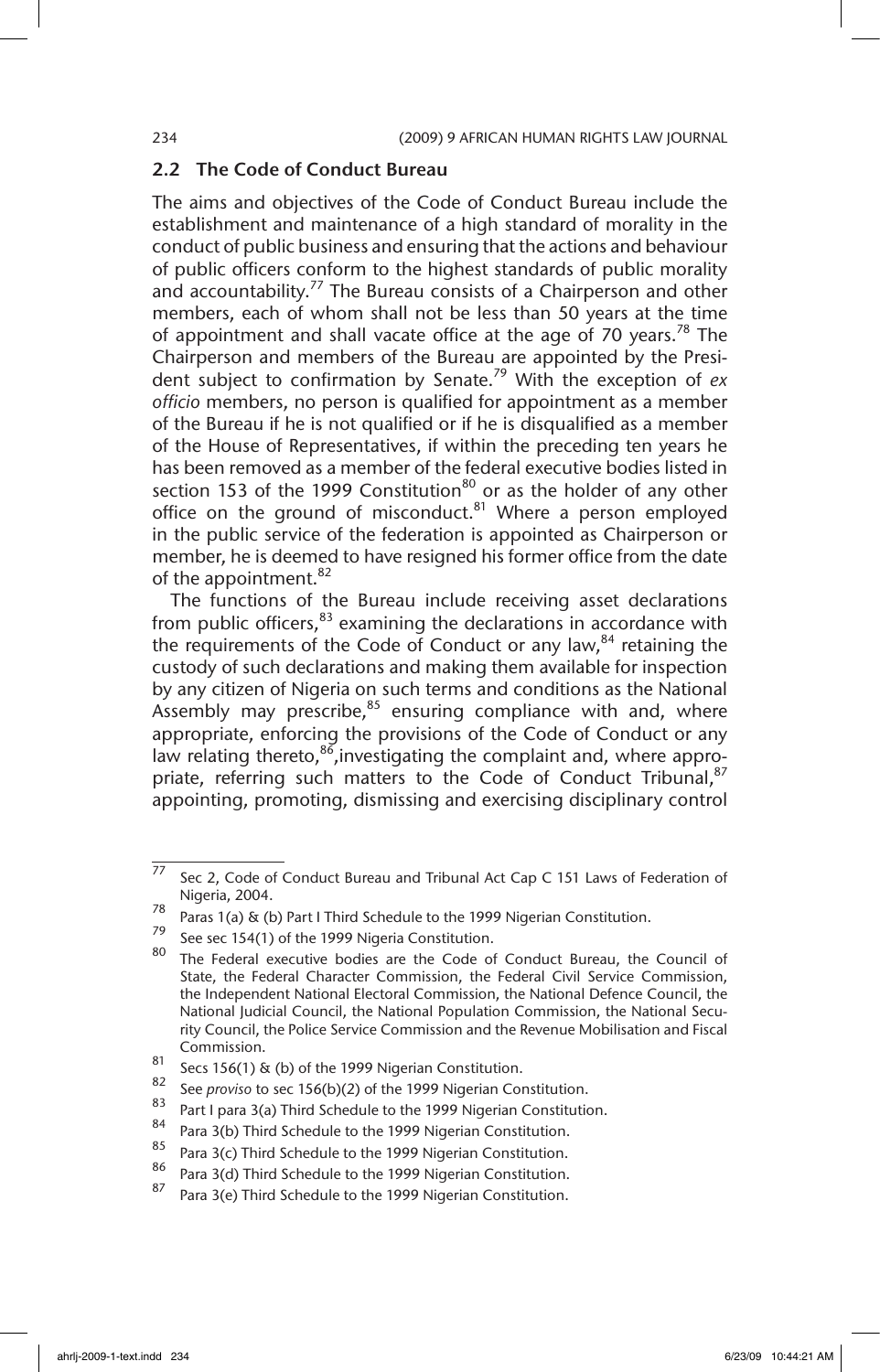## 2.2 The Code of Conduct Bureau

The aims and objectives of the Code of Conduct Bureau include the establishment and maintenance of a high standard of morality in the conduct of public business and ensuring that the actions and behaviour of public officers conform to the highest standards of public morality and accountability.[77] The Bureau consists of a Chairperson and other members, each of whom shall not be less than 50 years at the time of appointment and shall vacate office at the age of 70 years.[78] The Chairperson and members of the Bureau are appointed by the President subject to confirmation by Senate.[79] With the exception of *ex officio* members, no person is qualified for appointment as a member of the Bureau if he is not qualified or if he is disqualified as a member of the House of Representatives, if within the preceding ten years he has been removed as a member of the federal executive bodies listed in section 153 of the 1999 Constitution[80] or as the holder of any other office on the ground of misconduct.[81] Where a person employed in the public service of the federation is appointed as Chairperson or member, he is deemed to have resigned his former office from the date of the appointment.[82]

The functions of the Bureau include receiving asset declarations from public officers,[83] examining the declarations in accordance with the requirements of the Code of Conduct or any law,[84] retaining the custody of such declarations and making them available for inspection by any citizen of Nigeria on such terms and conditions as the National Assembly may prescribe,[85] ensuring compliance with and, where appropriate, enforcing the provisions of the Code of Conduct or any law relating thereto,[86],investigating the complaint and, where appropriate, referring such matters to the Code of Conduct Tribunal,[87] appointing, promoting, dismissing and exercising disciplinary control

---

77 Sec 2, Code of Conduct Bureau and Tribunal Act Cap C 151 Laws of Federation of Nigeria, 2004.

78 Paras 1(a) & (b) Part I Third Schedule to the 1999 Nigerian Constitution.

79 See sec 154(1) of the 1999 Nigeria Constitution.

80 The Federal executive bodies are the Code of Conduct Bureau, the Council of State, the Federal Character Commission, the Federal Civil Service Commission, the Independent National Electoral Commission, the National Defence Council, the National Judicial Council, the National Population Commission, the National Security Council, the Police Service Commission and the Revenue Mobilisation and Fiscal Commission.

81 Secs 156(1) & (b) of the 1999 Nigerian Constitution.

82 See *proviso* to sec 156(b)(2) of the 1999 Nigerian Constitution.

83 Part I para 3(a) Third Schedule to the 1999 Nigerian Constitution.

84 Para 3(b) Third Schedule to the 1999 Nigerian Constitution.

85 Para 3(c) Third Schedule to the 1999 Nigerian Constitution.

86 Para 3(d) Third Schedule to the 1999 Nigerian Constitution.

87 Para 3(e) Third Schedule to the 1999 Nigerian Constitution.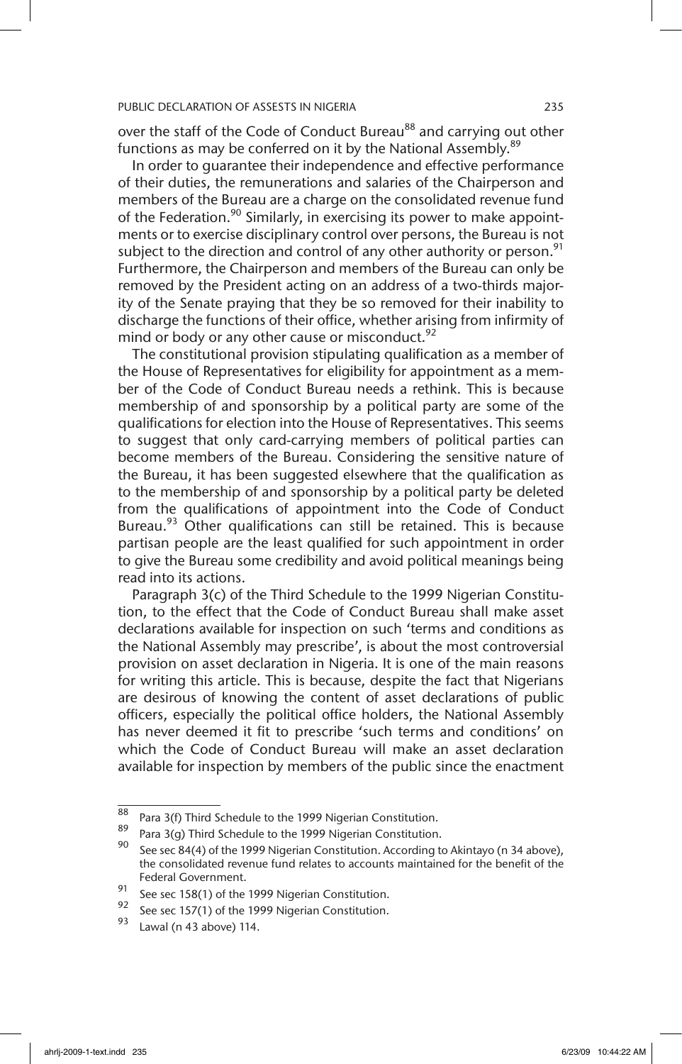over the staff of the Code of Conduct Bureau[88] and carrying out other functions as may be conferred on it by the National Assembly.[89]

In order to guarantee their independence and effective performance of their duties, the remunerations and salaries of the Chairperson and members of the Bureau are a charge on the consolidated revenue fund of the Federation.[90] Similarly, in exercising its power to make appointments or to exercise disciplinary control over persons, the Bureau is not subject to the direction and control of any other authority or person.[91] Furthermore, the Chairperson and members of the Bureau can only be removed by the President acting on an address of a two-thirds majority of the Senate praying that they be so removed for their inability to discharge the functions of their office, whether arising from infirmity of mind or body or any other cause or misconduct.[92]

The constitutional provision stipulating qualification as a member of the House of Representatives for eligibility for appointment as a member of the Code of Conduct Bureau needs a rethink. This is because membership of and sponsorship by a political party are some of the qualifications for election into the House of Representatives. This seems to suggest that only card-carrying members of political parties can become members of the Bureau. Considering the sensitive nature of the Bureau, it has been suggested elsewhere that the qualification as to the membership of and sponsorship by a political party be deleted from the qualifications of appointment into the Code of Conduct Bureau.[93] Other qualifications can still be retained. This is because partisan people are the least qualified for such appointment in order to give the Bureau some credibility and avoid political meanings being read into its actions.

Paragraph 3(c) of the Third Schedule to the 1999 Nigerian Constitution, to the effect that the Code of Conduct Bureau shall make asset declarations available for inspection on such 'terms and conditions as the National Assembly may prescribe', is about the most controversial provision on asset declaration in Nigeria. It is one of the main reasons for writing this article. This is because, despite the fact that Nigerians are desirous of knowing the content of asset declarations of public officers, especially the political office holders, the National Assembly has never deemed it fit to prescribe 'such terms and conditions' on which the Code of Conduct Bureau will make an asset declaration available for inspection by members of the public since the enactment

---

[88] Para 3(f) Third Schedule to the 1999 Nigerian Constitution.

[89] Para 3(g) Third Schedule to the 1999 Nigerian Constitution.

[90] See sec 84(4) of the 1999 Nigerian Constitution. According to Akintayo (n 34 above), the consolidated revenue fund relates to accounts maintained for the benefit of the Federal Government.

[91] See sec 158(1) of the 1999 Nigerian Constitution.

[92] See sec 157(1) of the 1999 Nigerian Constitution.

[93] Lawal (n 43 above) 114.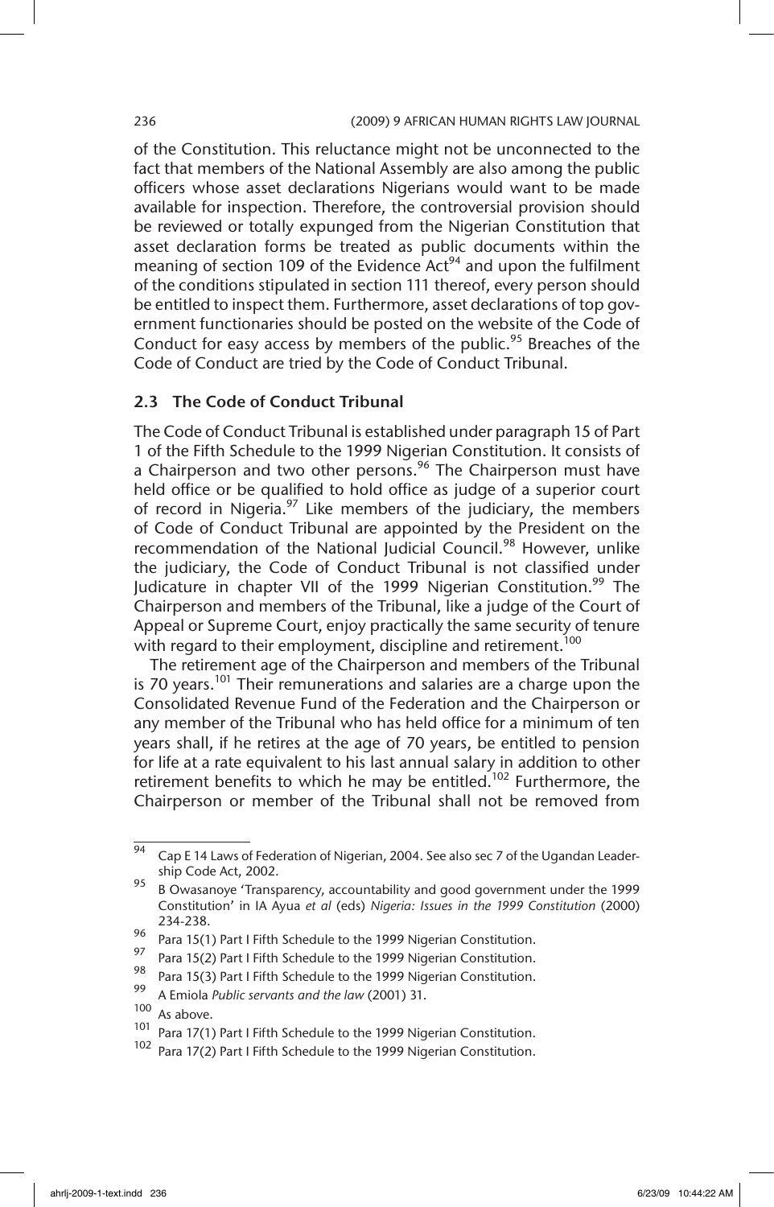of the Constitution. This reluctance might not be unconnected to the fact that members of the National Assembly are also among the public officers whose asset declarations Nigerians would want to be made available for inspection. Therefore, the controversial provision should be reviewed or totally expunged from the Nigerian Constitution that asset declaration forms be treated as public documents within the meaning of section 109 of the Evidence Act[94] and upon the fulfilment of the conditions stipulated in section 111 thereof, every person should be entitled to inspect them. Furthermore, asset declarations of top government functionaries should be posted on the website of the Code of Conduct for easy access by members of the public.[95] Breaches of the Code of Conduct are tried by the Code of Conduct Tribunal.

### 2.3 The Code of Conduct Tribunal

The Code of Conduct Tribunal is established under paragraph 15 of Part 1 of the Fifth Schedule to the 1999 Nigerian Constitution. It consists of a Chairperson and two other persons.[96] The Chairperson must have held office or be qualified to hold office as judge of a superior court of record in Nigeria.[97] Like members of the judiciary, the members of Code of Conduct Tribunal are appointed by the President on the recommendation of the National Judicial Council.[98] However, unlike the judiciary, the Code of Conduct Tribunal is not classified under Judicature in chapter VII of the 1999 Nigerian Constitution.[99] The Chairperson and members of the Tribunal, like a judge of the Court of Appeal or Supreme Court, enjoy practically the same security of tenure with regard to their employment, discipline and retirement.[100]

The retirement age of the Chairperson and members of the Tribunal is 70 years.[101] Their remunerations and salaries are a charge upon the Consolidated Revenue Fund of the Federation and the Chairperson or any member of the Tribunal who has held office for a minimum of ten years shall, if he retires at the age of 70 years, be entitled to pension for life at a rate equivalent to his last annual salary in addition to other retirement benefits to which he may be entitled.[102] Furthermore, the Chairperson or member of the Tribunal shall not be removed from

---

[94] Cap E 14 Laws of Federation of Nigerian, 2004. See also sec 7 of the Ugandan Leadership Code Act, 2002.

[95] B Owasanoye 'Transparency, accountability and good government under the 1999 Constitution' in IA Ayua *et al* (eds) *Nigeria: Issues in the 1999 Constitution* (2000) 234-238.

[96] Para 15(1) Part I Fifth Schedule to the 1999 Nigerian Constitution.

[97] Para 15(2) Part I Fifth Schedule to the 1999 Nigerian Constitution.

[98] Para 15(3) Part I Fifth Schedule to the 1999 Nigerian Constitution.

[99] A Emiola *Public servants and the law* (2001) 31.

[100] As above.

[101] Para 17(1) Part I Fifth Schedule to the 1999 Nigerian Constitution.

[102] Para 17(2) Part I Fifth Schedule to the 1999 Nigerian Constitution.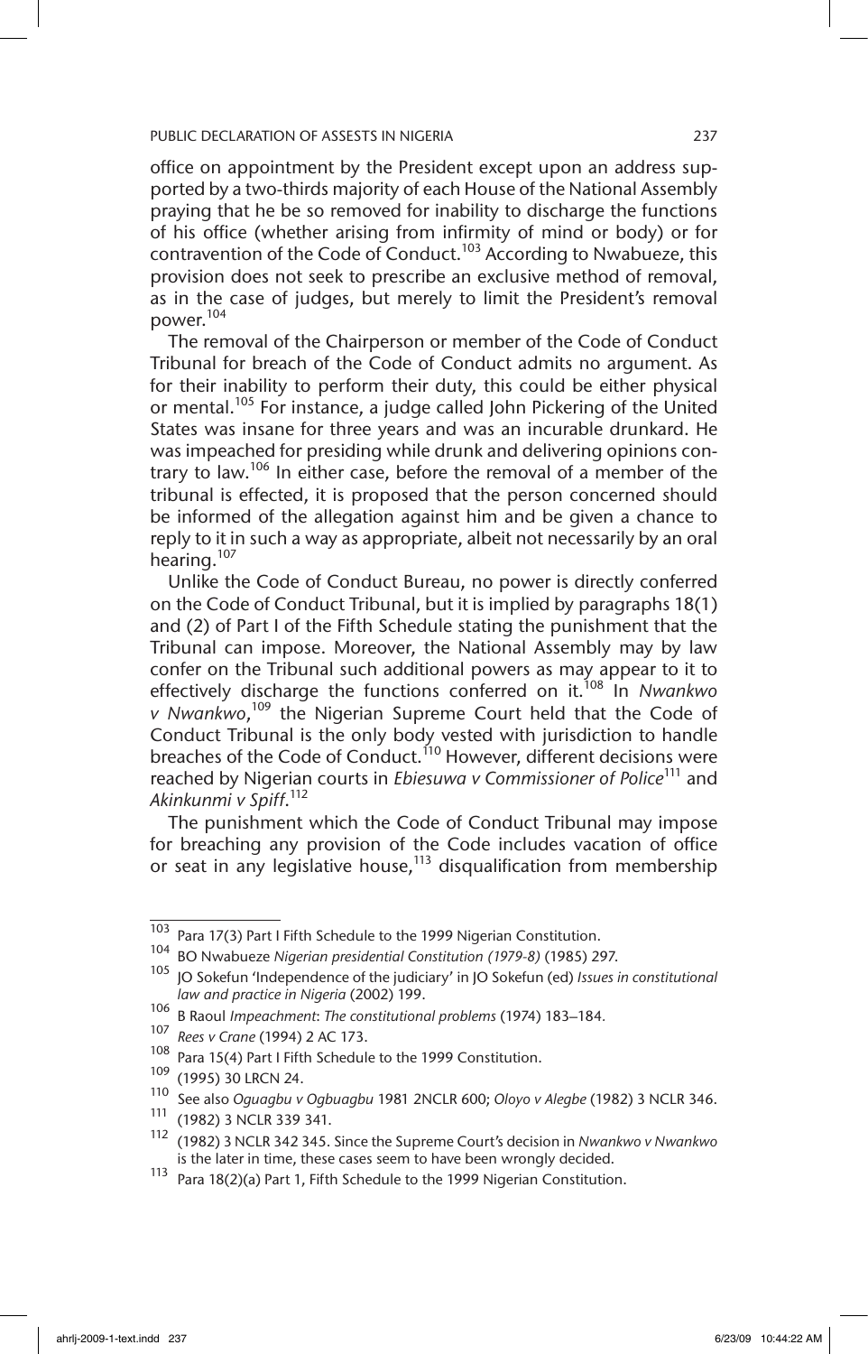office on appointment by the President except upon an address supported by a two-thirds majority of each House of the National Assembly praying that he be so removed for inability to discharge the functions of his office (whether arising from infirmity of mind or body) or for contravention of the Code of Conduct.[103] According to Nwabueze, this provision does not seek to prescribe an exclusive method of removal, as in the case of judges, but merely to limit the President's removal power.[104]

The removal of the Chairperson or member of the Code of Conduct Tribunal for breach of the Code of Conduct admits no argument. As for their inability to perform their duty, this could be either physical or mental.[105] For instance, a judge called John Pickering of the United States was insane for three years and was an incurable drunkard. He was impeached for presiding while drunk and delivering opinions contrary to law.[106] In either case, before the removal of a member of the tribunal is effected, it is proposed that the person concerned should be informed of the allegation against him and be given a chance to reply to it in such a way as appropriate, albeit not necessarily by an oral hearing.[107]

Unlike the Code of Conduct Bureau, no power is directly conferred on the Code of Conduct Tribunal, but it is implied by paragraphs 18(1) and (2) of Part I of the Fifth Schedule stating the punishment that the Tribunal can impose. Moreover, the National Assembly may by law confer on the Tribunal such additional powers as may appear to it to effectively discharge the functions conferred on it.[108] In *Nwankwo v Nwankwo*,[109] the Nigerian Supreme Court held that the Code of Conduct Tribunal is the only body vested with jurisdiction to handle breaches of the Code of Conduct.[110] However, different decisions were reached by Nigerian courts in *Ebiesuwa v Commissioner of Police*[111] and *Akinkunmi v Spiff*.[112]

The punishment which the Code of Conduct Tribunal may impose for breaching any provision of the Code includes vacation of office or seat in any legislative house,[113] disqualification from membership

---

[103] Para 17(3) Part I Fifth Schedule to the 1999 Nigerian Constitution.

[104] BO Nwabueze *Nigerian presidential Constitution (1979-8)* (1985) 297.

[105] JO Sokefun 'Independence of the judiciary' in JO Sokefun (ed) *Issues in constitutional law and practice in Nigeria* (2002) 199.

[106] B Raoul *Impeachment: The constitutional problems* (1974) 183–184.

[107] *Rees v Crane* (1994) 2 AC 173.

[108] Para 15(4) Part I Fifth Schedule to the 1999 Constitution.

[109] (1995) 30 LRCN 24.

[110] See also *Oguagbu v Ogbuagbu* 1981 2NCLR 600; *Oloyo v Alegbe* (1982) 3 NCLR 346.

[111] (1982) 3 NCLR 339 341.

[112] (1982) 3 NCLR 342 345. Since the Supreme Court's decision in *Nwankwo v Nwankwo* is the later in time, these cases seem to have been wrongly decided.

[113] Para 18(2)(a) Part 1, Fifth Schedule to the 1999 Nigerian Constitution.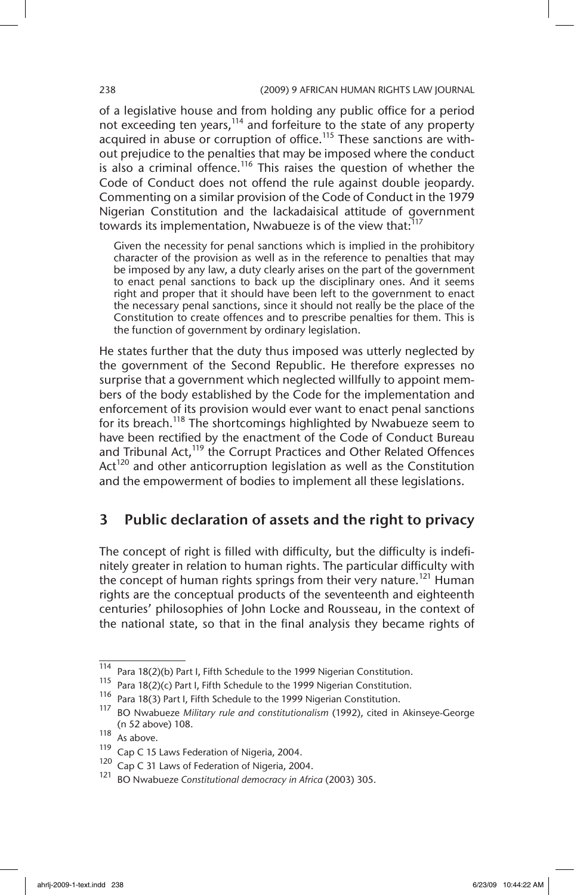of a legislative house and from holding any public office for a period not exceeding ten years,[114] and forfeiture to the state of any property acquired in abuse or corruption of office.[115] These sanctions are without prejudice to the penalties that may be imposed where the conduct is also a criminal offence.[116] This raises the question of whether the Code of Conduct does not offend the rule against double jeopardy. Commenting on a similar provision of the Code of Conduct in the 1979 Nigerian Constitution and the lackadaisical attitude of government towards its implementation, Nwabueze is of the view that:[117]

> Given the necessity for penal sanctions which is implied in the prohibitory character of the provision as well as in the reference to penalties that may be imposed by any law, a duty clearly arises on the part of the government to enact penal sanctions to back up the disciplinary ones. And it seems right and proper that it should have been left to the government to enact the necessary penal sanctions, since it should not really be the place of the Constitution to create offences and to prescribe penalties for them. This is the function of government by ordinary legislation.

He states further that the duty thus imposed was utterly neglected by the government of the Second Republic. He therefore expresses no surprise that a government which neglected willfully to appoint members of the body established by the Code for the implementation and enforcement of its provision would ever want to enact penal sanctions for its breach.[118] The shortcomings highlighted by Nwabueze seem to have been rectified by the enactment of the Code of Conduct Bureau and Tribunal Act,[119] the Corrupt Practices and Other Related Offences Act[120] and other anticorruption legislation as well as the Constitution and the empowerment of bodies to implement all these legislations.

## 3 Public declaration of assets and the right to privacy

The concept of right is filled with difficulty, but the difficulty is indefinitely greater in relation to human rights. The particular difficulty with the concept of human rights springs from their very nature.[121] Human rights are the conceptual products of the seventeenth and eighteenth centuries' philosophies of John Locke and Rousseau, in the context of the national state, so that in the final analysis they became rights of

---

[114] Para 18(2)(b) Part I, Fifth Schedule to the 1999 Nigerian Constitution.

[115] Para 18(2)(c) Part I, Fifth Schedule to the 1999 Nigerian Constitution.

[116] Para 18(3) Part I, Fifth Schedule to the 1999 Nigerian Constitution.

[117] BO Nwabueze *Military rule and constitutionalism* (1992), cited in Akinseye-George (n 52 above) 108.

[118] As above.

[119] Cap C 15 Laws Federation of Nigeria, 2004.

[120] Cap C 31 Laws of Federation of Nigeria, 2004.

[121] BO Nwabueze *Constitutional democracy in Africa* (2003) 305.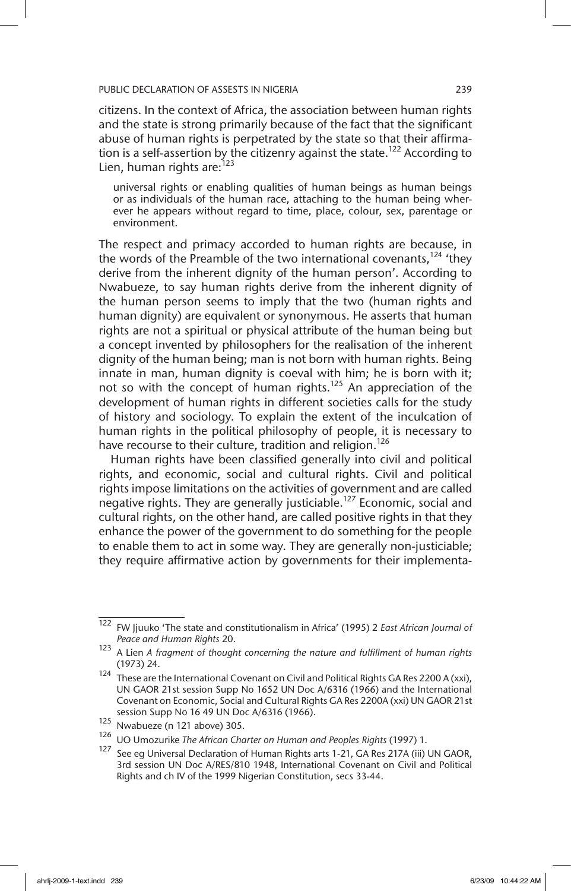citizens. In the context of Africa, the association between human rights and the state is strong primarily because of the fact that the significant abuse of human rights is perpetrated by the state so that their affirmation is a self-assertion by the citizenry against the state.[122] According to Lien, human rights are:[123]

> universal rights or enabling qualities of human beings as human beings or as individuals of the human race, attaching to the human being wherever he appears without regard to time, place, colour, sex, parentage or environment.

The respect and primacy accorded to human rights are because, in the words of the Preamble of the two international covenants,[124] 'they derive from the inherent dignity of the human person'. According to Nwabueze, to say human rights derive from the inherent dignity of the human person seems to imply that the two (human rights and human dignity) are equivalent or synonymous. He asserts that human rights are not a spiritual or physical attribute of the human being but a concept invented by philosophers for the realisation of the inherent dignity of the human being; man is not born with human rights. Being innate in man, human dignity is coeval with him; he is born with it; not so with the concept of human rights.[125] An appreciation of the development of human rights in different societies calls for the study of history and sociology. To explain the extent of the inculcation of human rights in the political philosophy of people, it is necessary to have recourse to their culture, tradition and religion.[126]

Human rights have been classified generally into civil and political rights, and economic, social and cultural rights. Civil and political rights impose limitations on the activities of government and are called negative rights. They are generally justiciable.[127] Economic, social and cultural rights, on the other hand, are called positive rights in that they enhance the power of the government to do something for the people to enable them to act in some way. They are generally non-justiciable; they require affirmative action by governments for their implementa-

---

122 FW Jjuuko 'The state and constitutionalism in Africa' (1995) 2 *East African Journal of Peace and Human Rights* 20.

123 A Lien *A fragment of thought concerning the nature and fulfillment of human rights* (1973) 24.

124 These are the International Covenant on Civil and Political Rights GA Res 2200 A (xxi), UN GAOR 21st session Supp No 1652 UN Doc A/6316 (1966) and the International Covenant on Economic, Social and Cultural Rights GA Res 2200A (xxi) UN GAOR 21st session Supp No 16 49 UN Doc A/6316 (1966).

125 Nwabueze (n 121 above) 305.

126 UO Umozurike *The African Charter on Human and Peoples Rights* (1997) 1.

127 See eg Universal Declaration of Human Rights arts 1-21, GA Res 217A (iii) UN GAOR, 3rd session UN Doc A/RES/810 1948, International Covenant on Civil and Political Rights and ch IV of the 1999 Nigerian Constitution, secs 33-44.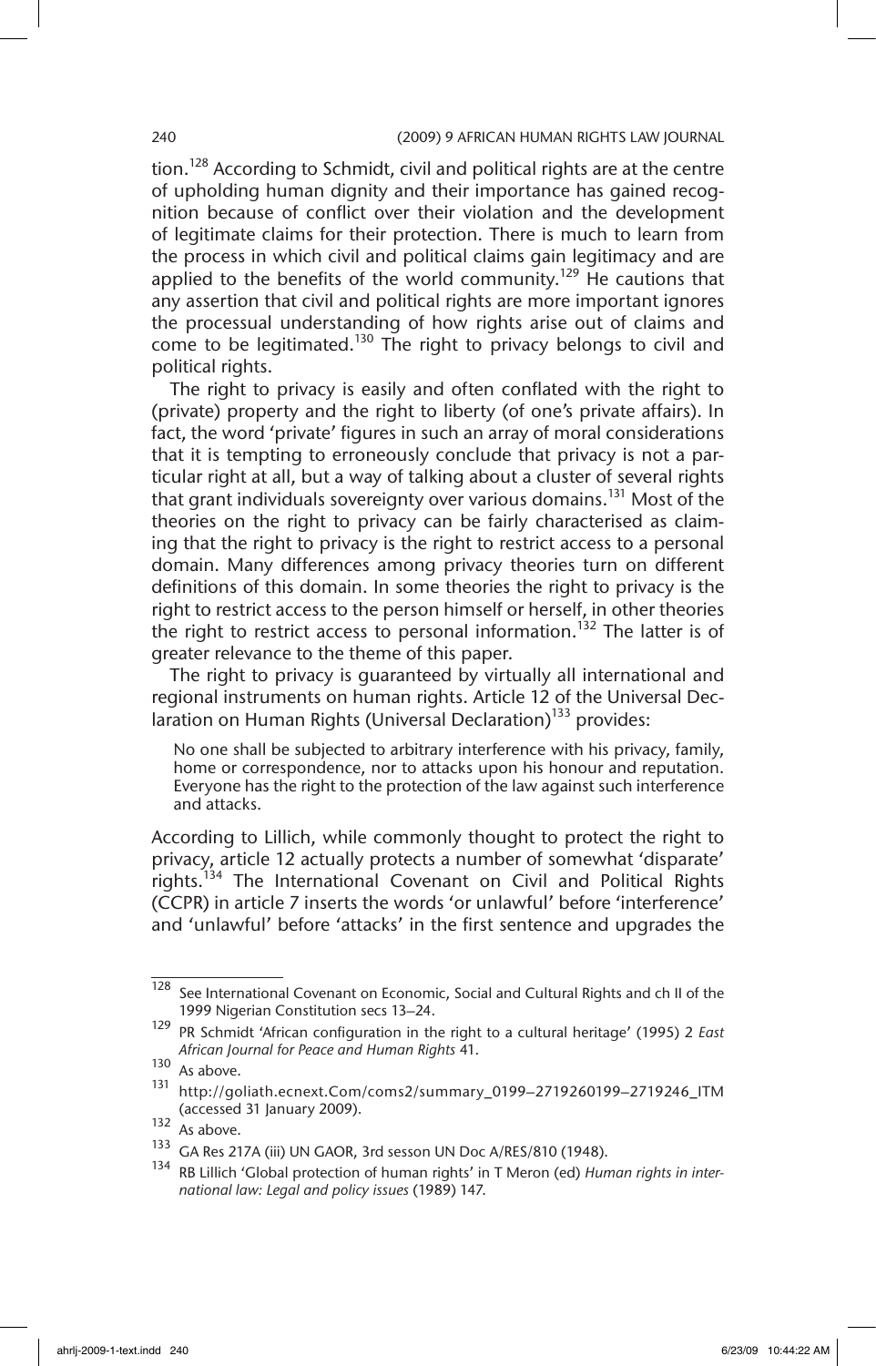tion.[128] According to Schmidt, civil and political rights are at the centre of upholding human dignity and their importance has gained recognition because of conflict over their violation and the development of legitimate claims for their protection. There is much to learn from the process in which civil and political claims gain legitimacy and are applied to the benefits of the world community.[129] He cautions that any assertion that civil and political rights are more important ignores the processual understanding of how rights arise out of claims and come to be legitimated.[130] The right to privacy belongs to civil and political rights.

The right to privacy is easily and often conflated with the right to (private) property and the right to liberty (of one's private affairs). In fact, the word 'private' figures in such an array of moral considerations that it is tempting to erroneously conclude that privacy is not a particular right at all, but a way of talking about a cluster of several rights that grant individuals sovereignty over various domains.[131] Most of the theories on the right to privacy can be fairly characterised as claiming that the right to privacy is the right to restrict access to a personal domain. Many differences among privacy theories turn on different definitions of this domain. In some theories the right to privacy is the right to restrict access to the person himself or herself, in other theories the right to restrict access to personal information.[132] The latter is of greater relevance to the theme of this paper.

The right to privacy is guaranteed by virtually all international and regional instruments on human rights. Article 12 of the Universal Declaration on Human Rights (Universal Declaration)[133] provides:

> No one shall be subjected to arbitrary interference with his privacy, family, home or correspondence, nor to attacks upon his honour and reputation. Everyone has the right to the protection of the law against such interference and attacks.

According to Lillich, while commonly thought to protect the right to privacy, article 12 actually protects a number of somewhat 'disparate' rights.[134] The International Covenant on Civil and Political Rights (CCPR) in article 7 inserts the words 'or unlawful' before 'interference' and 'unlawful' before 'attacks' in the first sentence and upgrades the

---

[128] See International Covenant on Economic, Social and Cultural Rights and ch II of the 1999 Nigerian Constitution secs 13–24.

[129] PR Schmidt 'African configuration in the right to a cultural heritage' (1995) 2 *East African Journal for Peace and Human Rights* 41.

[130] As above.

[131] http://goliath.ecnext.Com/coms2/summary_0199–2719260199–2719246_ITM (accessed 31 January 2009).

[132] As above.

[133] GA Res 217A (iii) UN GAOR, 3rd sesson UN Doc A/RES/810 (1948).

[134] RB Lillich 'Global protection of human rights' in T Meron (ed) *Human rights in international law: Legal and policy issues* (1989) 147.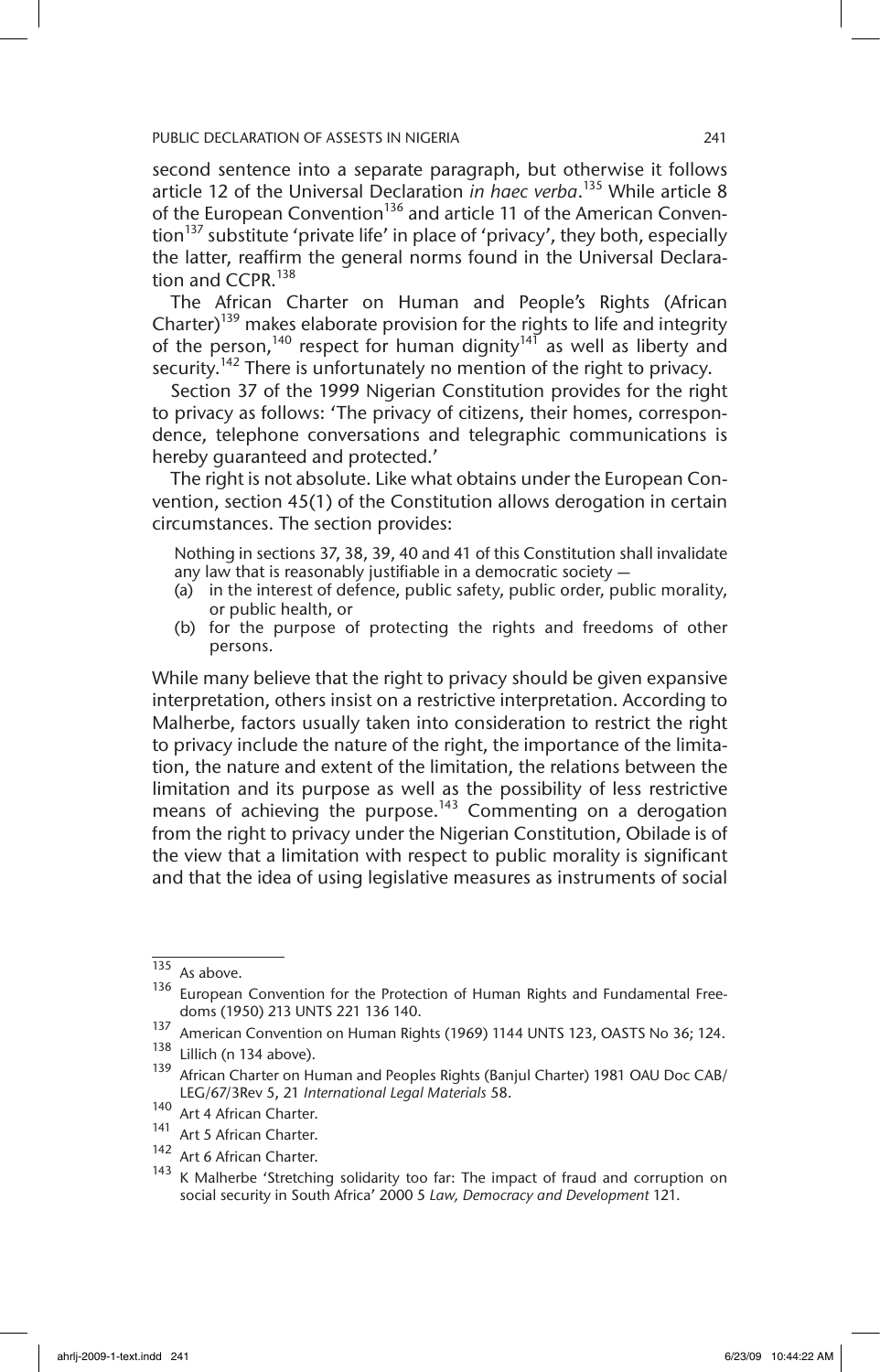second sentence into a separate paragraph, but otherwise it follows article 12 of the Universal Declaration *in haec verba*.[135] While article 8 of the European Convention[136] and article 11 of the American Convention[137] substitute 'private life' in place of 'privacy', they both, especially the latter, reaffirm the general norms found in the Universal Declaration and CCPR.[138]

The African Charter on Human and People's Rights (African Charter)[139] makes elaborate provision for the rights to life and integrity of the person,[140] respect for human dignity[141] as well as liberty and security.[142] There is unfortunately no mention of the right to privacy.

Section 37 of the 1999 Nigerian Constitution provides for the right to privacy as follows: 'The privacy of citizens, their homes, correspondence, telephone conversations and telegraphic communications is hereby guaranteed and protected.'

The right is not absolute. Like what obtains under the European Convention, section 45(1) of the Constitution allows derogation in certain circumstances. The section provides:

> Nothing in sections 37, 38, 39, 40 and 41 of this Constitution shall invalidate any law that is reasonably justifiable in a democratic society —
> (a) in the interest of defence, public safety, public order, public morality, or public health, or
> (b) for the purpose of protecting the rights and freedoms of other persons.

While many believe that the right to privacy should be given expansive interpretation, others insist on a restrictive interpretation. According to Malherbe, factors usually taken into consideration to restrict the right to privacy include the nature of the right, the importance of the limitation, the nature and extent of the limitation, the relations between the limitation and its purpose as well as the possibility of less restrictive means of achieving the purpose.[143] Commenting on a derogation from the right to privacy under the Nigerian Constitution, Obilade is of the view that a limitation with respect to public morality is significant and that the idea of using legislative measures as instruments of social

---

[135] As above.

[136] European Convention for the Protection of Human Rights and Fundamental Freedoms (1950) 213 UNTS 221 136 140.

[137] American Convention on Human Rights (1969) 1144 UNTS 123, OASTS No 36; 124.

[138] Lillich (n 134 above).

[139] African Charter on Human and Peoples Rights (Banjul Charter) 1981 OAU Doc CAB/LEG/67/3Rev 5, 21 *International Legal Materials* 58.

[140] Art 4 African Charter.

[141] Art 5 African Charter.

[142] Art 6 African Charter.

[143] K Malherbe 'Stretching solidarity too far: The impact of fraud and corruption on social security in South Africa' 2000 5 *Law, Democracy and Development* 121.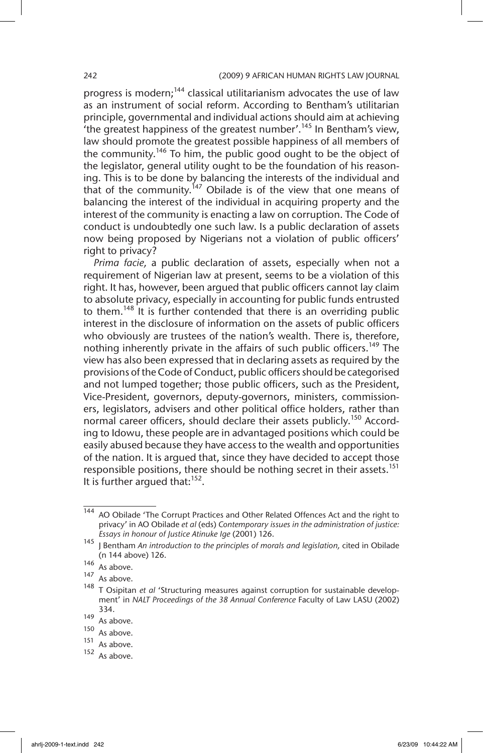progress is modern;[144] classical utilitarianism advocates the use of law as an instrument of social reform. According to Bentham's utilitarian principle, governmental and individual actions should aim at achieving 'the greatest happiness of the greatest number'.[145] In Bentham's view, law should promote the greatest possible happiness of all members of the community.[146] To him, the public good ought to be the object of the legislator, general utility ought to be the foundation of his reasoning. This is to be done by balancing the interests of the individual and that of the community.[147] Obilade is of the view that one means of balancing the interest of the individual in acquiring property and the interest of the community is enacting a law on corruption. The Code of conduct is undoubtedly one such law. Is a public declaration of assets now being proposed by Nigerians not a violation of public officers' right to privacy?

*Prima facie,* a public declaration of assets, especially when not a requirement of Nigerian law at present, seems to be a violation of this right. It has, however, been argued that public officers cannot lay claim to absolute privacy, especially in accounting for public funds entrusted to them.[148] It is further contended that there is an overriding public interest in the disclosure of information on the assets of public officers who obviously are trustees of the nation's wealth. There is, therefore, nothing inherently private in the affairs of such public officers.[149] The view has also been expressed that in declaring assets as required by the provisions of the Code of Conduct, public officers should be categorised and not lumped together; those public officers, such as the President, Vice-President, governors, deputy-governors, ministers, commissioners, legislators, advisers and other political office holders, rather than normal career officers, should declare their assets publicly.[150] According to Idowu, these people are in advantaged positions which could be easily abused because they have access to the wealth and opportunities of the nation. It is argued that, since they have decided to accept those responsible positions, there should be nothing secret in their assets.[151] It is further argued that:[152].

---

[144] AO Obilade 'The Corrupt Practices and Other Related Offences Act and the right to privacy' in AO Obilade *et al* (eds) *Contemporary issues in the administration of justice: Essays in honour of Justice Atinuke Ige* (2001) 126.

[145] J Bentham *An introduction to the principles of morals and legislation,* cited in Obilade (n 144 above) 126.

[146] As above.

[147] As above.

[148] T Osipitan *et al* 'Structuring measures against corruption for sustainable development' in *NALT Proceedings of the 38 Annual Conference* Faculty of Law LASU (2002) 334.

[149] As above.

[150] As above.

[151] As above.

[152] As above.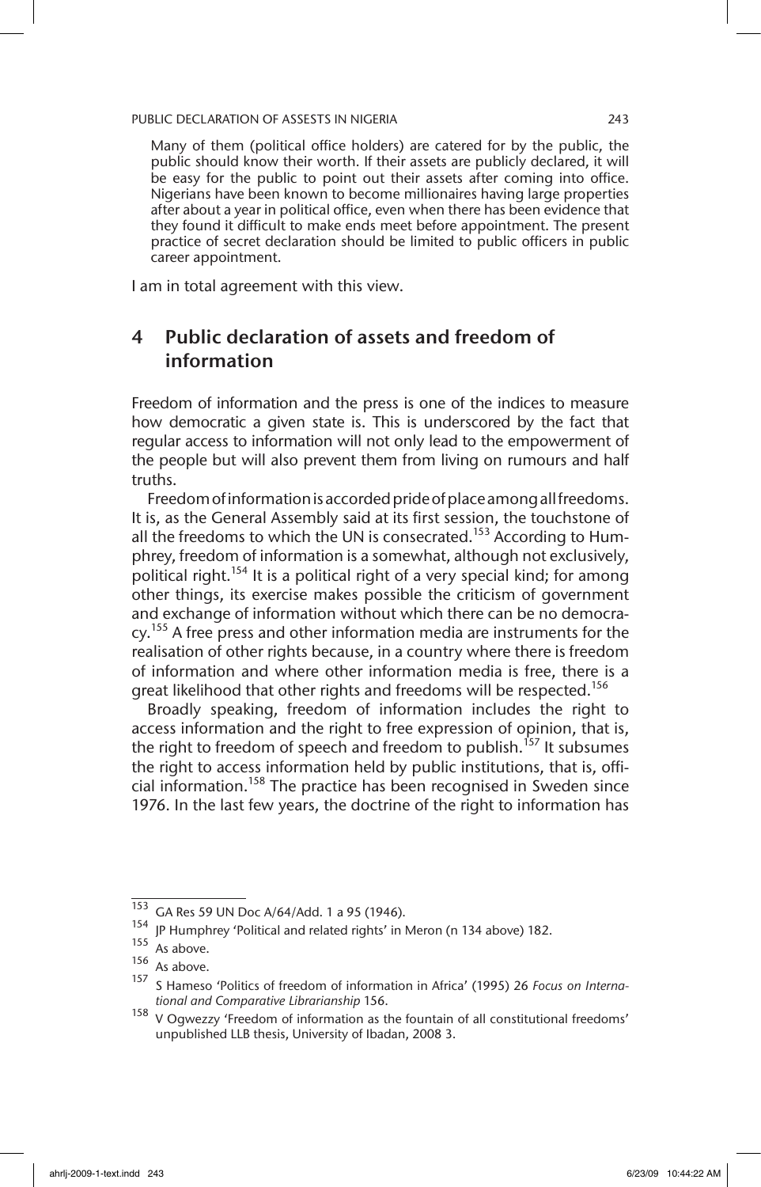> Many of them (political office holders) are catered for by the public, the public should know their worth. If their assets are publicly declared, it will be easy for the public to point out their assets after coming into office. Nigerians have been known to become millionaires having large properties after about a year in political office, even when there has been evidence that they found it difficult to make ends meet before appointment. The present practice of secret declaration should be limited to public officers in public career appointment.

I am in total agreement with this view.

## 4 Public declaration of assets and freedom of information

Freedom of information and the press is one of the indices to measure how democratic a given state is. This is underscored by the fact that regular access to information will not only lead to the empowerment of the people but will also prevent them from living on rumours and half truths.

Freedom of information is accorded pride of place among all freedoms. It is, as the General Assembly said at its first session, the touchstone of all the freedoms to which the UN is consecrated.[153] According to Humphrey, freedom of information is a somewhat, although not exclusively, political right.[154] It is a political right of a very special kind; for among other things, its exercise makes possible the criticism of government and exchange of information without which there can be no democracy.[155] A free press and other information media are instruments for the realisation of other rights because, in a country where there is freedom of information and where other information media is free, there is a great likelihood that other rights and freedoms will be respected.[156]

Broadly speaking, freedom of information includes the right to access information and the right to free expression of opinion, that is, the right to freedom of speech and freedom to publish.[157] It subsumes the right to access information held by public institutions, that is, official information.[158] The practice has been recognised in Sweden since 1976. In the last few years, the doctrine of the right to information has

---

[153] GA Res 59 UN Doc A/64/Add. 1 a 95 (1946).

[154] JP Humphrey 'Political and related rights' in Meron (n 134 above) 182.

[155] As above.

[156] As above.

[157] S Hameso 'Politics of freedom of information in Africa' (1995) 26 *Focus on International and Comparative Librarianship* 156.

[158] V Ogwezzy 'Freedom of information as the fountain of all constitutional freedoms' unpublished LLB thesis, University of Ibadan, 2008 3.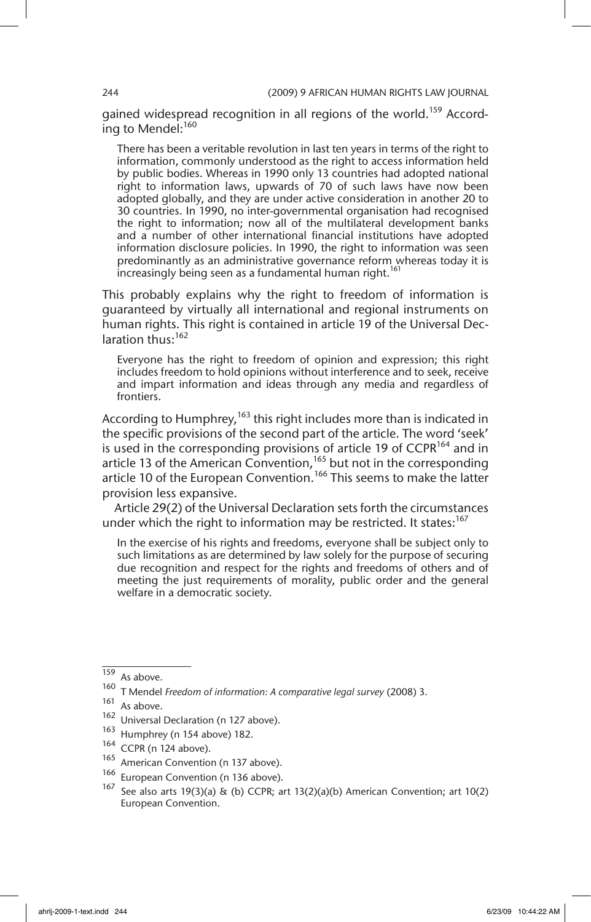gained widespread recognition in all regions of the world.[159] According to Mendel:[160]

> There has been a veritable revolution in last ten years in terms of the right to information, commonly understood as the right to access information held by public bodies. Whereas in 1990 only 13 countries had adopted national right to information laws, upwards of 70 of such laws have now been adopted globally, and they are under active consideration in another 20 to 30 countries. In 1990, no inter-governmental organisation had recognised the right to information; now all of the multilateral development banks and a number of other international financial institutions have adopted information disclosure policies. In 1990, the right to information was seen predominantly as an administrative governance reform whereas today it is increasingly being seen as a fundamental human right.[161]

This probably explains why the right to freedom of information is guaranteed by virtually all international and regional instruments on human rights. This right is contained in article 19 of the Universal Declaration thus:[162]

> Everyone has the right to freedom of opinion and expression; this right includes freedom to hold opinions without interference and to seek, receive and impart information and ideas through any media and regardless of frontiers.

According to Humphrey,[163] this right includes more than is indicated in the specific provisions of the second part of the article. The word 'seek' is used in the corresponding provisions of article 19 of CCPR[164] and in article 13 of the American Convention,[165] but not in the corresponding article 10 of the European Convention.[166] This seems to make the latter provision less expansive.

Article 29(2) of the Universal Declaration sets forth the circumstances under which the right to information may be restricted. It states:[167]

> In the exercise of his rights and freedoms, everyone shall be subject only to such limitations as are determined by law solely for the purpose of securing due recognition and respect for the rights and freedoms of others and of meeting the just requirements of morality, public order and the general welfare in a democratic society.

---

[159] As above.

[160] T Mendel *Freedom of information: A comparative legal survey* (2008) 3.

[161] As above.

[162] Universal Declaration (n 127 above).

[163] Humphrey (n 154 above) 182.

[164] CCPR (n 124 above).

[165] American Convention (n 137 above).

[166] European Convention (n 136 above).

[167] See also arts 19(3)(a) & (b) CCPR; art 13(2)(a)(b) American Convention; art 10(2) European Convention.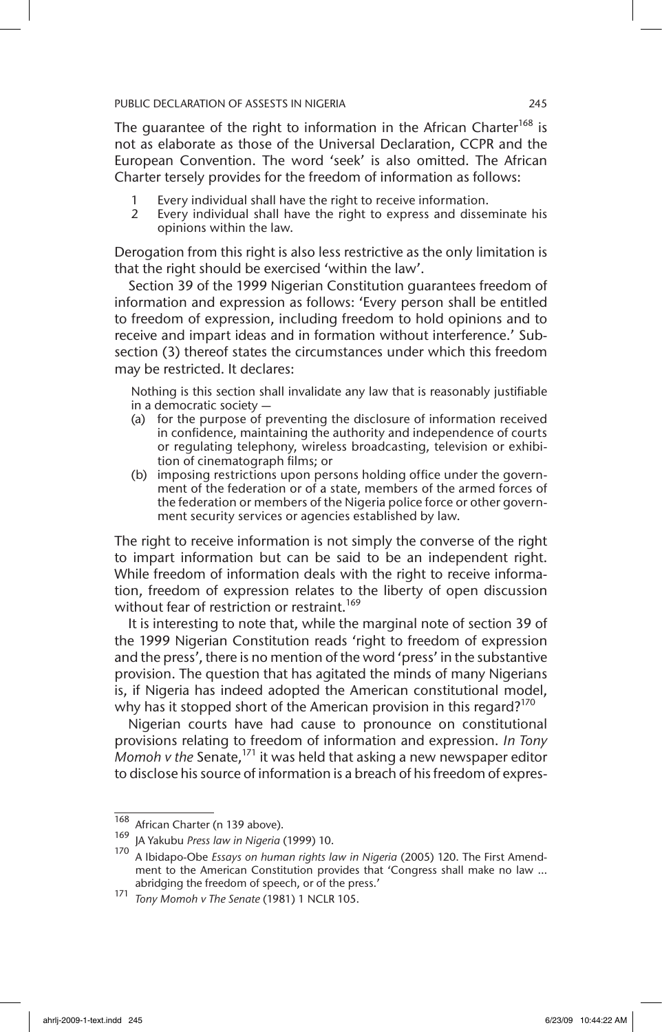The guarantee of the right to information in the African Charter[168] is not as elaborate as those of the Universal Declaration, CCPR and the European Convention. The word 'seek' is also omitted. The African Charter tersely provides for the freedom of information as follows:

1. Every individual shall have the right to receive information.
2. Every individual shall have the right to express and disseminate his opinions within the law.

Derogation from this right is also less restrictive as the only limitation is that the right should be exercised 'within the law'.

Section 39 of the 1999 Nigerian Constitution guarantees freedom of information and expression as follows: 'Every person shall be entitled to freedom of expression, including freedom to hold opinions and to receive and impart ideas and in formation without interference.' Subsection (3) thereof states the circumstances under which this freedom may be restricted. It declares:

> Nothing is this section shall invalidate any law that is reasonably justifiable in a democratic society —
>
> (a) for the purpose of preventing the disclosure of information received in confidence, maintaining the authority and independence of courts or regulating telephony, wireless broadcasting, television or exhibition of cinematograph films; or
>
> (b) imposing restrictions upon persons holding office under the government of the federation or of a state, members of the armed forces of the federation or members of the Nigeria police force or other government security services or agencies established by law.

The right to receive information is not simply the converse of the right to impart information but can be said to be an independent right. While freedom of information deals with the right to receive information, freedom of expression relates to the liberty of open discussion without fear of restriction or restraint.[169]

It is interesting to note that, while the marginal note of section 39 of the 1999 Nigerian Constitution reads 'right to freedom of expression and the press', there is no mention of the word 'press' in the substantive provision. The question that has agitated the minds of many Nigerians is, if Nigeria has indeed adopted the American constitutional model, why has it stopped short of the American provision in this regard?[170]

Nigerian courts have had cause to pronounce on constitutional provisions relating to freedom of information and expression. *In Tony Momoh v the* Senate,[171] it was held that asking a new newspaper editor to disclose his source of information is a breach of his freedom of expres-

---

[168] African Charter (n 139 above).

[169] JA Yakubu *Press law in Nigeria* (1999) 10.

[170] A Ibidapo-Obe *Essays on human rights law in Nigeria* (2005) 120. The First Amendment to the American Constitution provides that 'Congress shall make no law ... abridging the freedom of speech, or of the press.'

[171] *Tony Momoh v The Senate* (1981) 1 NCLR 105.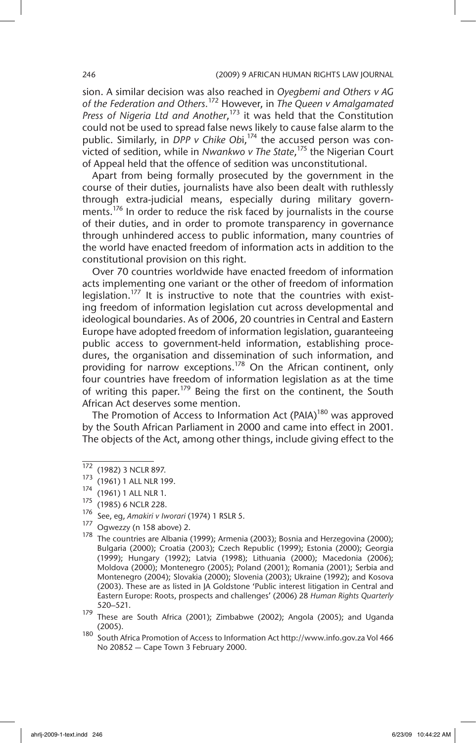sion. A similar decision was also reached in *Oyegbemi and Others v AG of the Federation and Others.*[172] However, in *The Queen v Amalgamated Press of Nigeria Ltd and Another*,[173] it was held that the Constitution could not be used to spread false news likely to cause false alarm to the public. Similarly, in *DPP v Chike Obi*,[174] the accused person was convicted of sedition, while in *Nwankwo v The State*,[175] the Nigerian Court of Appeal held that the offence of sedition was unconstitutional.

Apart from being formally prosecuted by the government in the course of their duties, journalists have also been dealt with ruthlessly through extra-judicial means, especially during military governments.[176] In order to reduce the risk faced by journalists in the course of their duties, and in order to promote transparency in governance through unhindered access to public information, many countries of the world have enacted freedom of information acts in addition to the constitutional provision on this right.

Over 70 countries worldwide have enacted freedom of information acts implementing one variant or the other of freedom of information legislation.[177] It is instructive to note that the countries with existing freedom of information legislation cut across developmental and ideological boundaries. As of 2006, 20 countries in Central and Eastern Europe have adopted freedom of information legislation, guaranteeing public access to government-held information, establishing procedures, the organisation and dissemination of such information, and providing for narrow exceptions.[178] On the African continent, only four countries have freedom of information legislation as at the time of writing this paper.[179] Being the first on the continent, the South African Act deserves some mention.

The Promotion of Access to Information Act (PAIA)[180] was approved by the South African Parliament in 2000 and came into effect in 2001. The objects of the Act, among other things, include giving effect to the

---

172 (1982) 3 NCLR 897.

173 (1961) 1 ALL NLR 199.

174 (1961) 1 ALL NLR 1.

175 (1985) 6 NCLR 228.

176 See, eg, *Amakiri v Iworari* (1974) 1 RSLR 5.

177 Ogwezzy (n 158 above) 2.

178 The countries are Albania (1999); Armenia (2003); Bosnia and Herzegovina (2000); Bulgaria (2000); Croatia (2003); Czech Republic (1999); Estonia (2000); Georgia (1999); Hungary (1992); Latvia (1998); Lithuania (2000); Macedonia (2006); Moldova (2000); Montenegro (2005); Poland (2001); Romania (2001); Serbia and Montenegro (2004); Slovakia (2000); Slovenia (2003); Ukraine (1992); and Kosova (2003). These are as listed in JA Goldstone 'Public interest litigation in Central and Eastern Europe: Roots, prospects and challenges' (2006) 28 *Human Rights Quarterly* 520–521.

179 These are South Africa (2001); Zimbabwe (2002); Angola (2005); and Uganda (2005).

180 South Africa Promotion of Access to Information Act http://www.info.gov.za Vol 466 No 20852 — Cape Town 3 February 2000.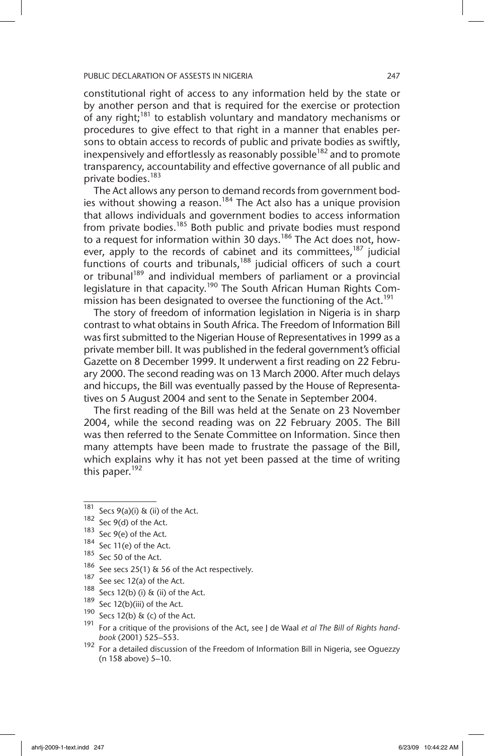constitutional right of access to any information held by the state or by another person and that is required for the exercise or protection of any right;[181] to establish voluntary and mandatory mechanisms or procedures to give effect to that right in a manner that enables persons to obtain access to records of public and private bodies as swiftly, inexpensively and effortlessly as reasonably possible[182] and to promote transparency, accountability and effective governance of all public and private bodies.[183]

The Act allows any person to demand records from government bodies without showing a reason.[184] The Act also has a unique provision that allows individuals and government bodies to access information from private bodies.[185] Both public and private bodies must respond to a request for information within 30 days.[186] The Act does not, however, apply to the records of cabinet and its committees,[187] judicial functions of courts and tribunals,[188] judicial officers of such a court or tribunal[189] and individual members of parliament or a provincial legislature in that capacity.[190] The South African Human Rights Commission has been designated to oversee the functioning of the Act.[191]

The story of freedom of information legislation in Nigeria is in sharp contrast to what obtains in South Africa. The Freedom of Information Bill was first submitted to the Nigerian House of Representatives in 1999 as a private member bill. It was published in the federal government's official Gazette on 8 December 1999. It underwent a first reading on 22 February 2000. The second reading was on 13 March 2000. After much delays and hiccups, the Bill was eventually passed by the House of Representatives on 5 August 2004 and sent to the Senate in September 2004.

The first reading of the Bill was held at the Senate on 23 November 2004, while the second reading was on 22 February 2005. The Bill was then referred to the Senate Committee on Information. Since then many attempts have been made to frustrate the passage of the Bill, which explains why it has not yet been passed at the time of writing this paper.[192]

---

181 Secs 9(a)(i) & (ii) of the Act.

182 Sec 9(d) of the Act.

183 Sec 9(e) of the Act.

184 Sec 11(e) of the Act.

185 Sec 50 of the Act.

186 See secs 25(1) & 56 of the Act respectively.

187 See sec 12(a) of the Act.

188 Secs 12(b) (i) & (ii) of the Act.

189 Sec 12(b)(iii) of the Act.

190 Secs 12(b) & (c) of the Act.

191 For a critique of the provisions of the Act, see J de Waal *et al The Bill of Rights handbook* (2001) 525–553.

192 For a detailed discussion of the Freedom of Information Bill in Nigeria, see Oguezzy (n 158 above) 5–10.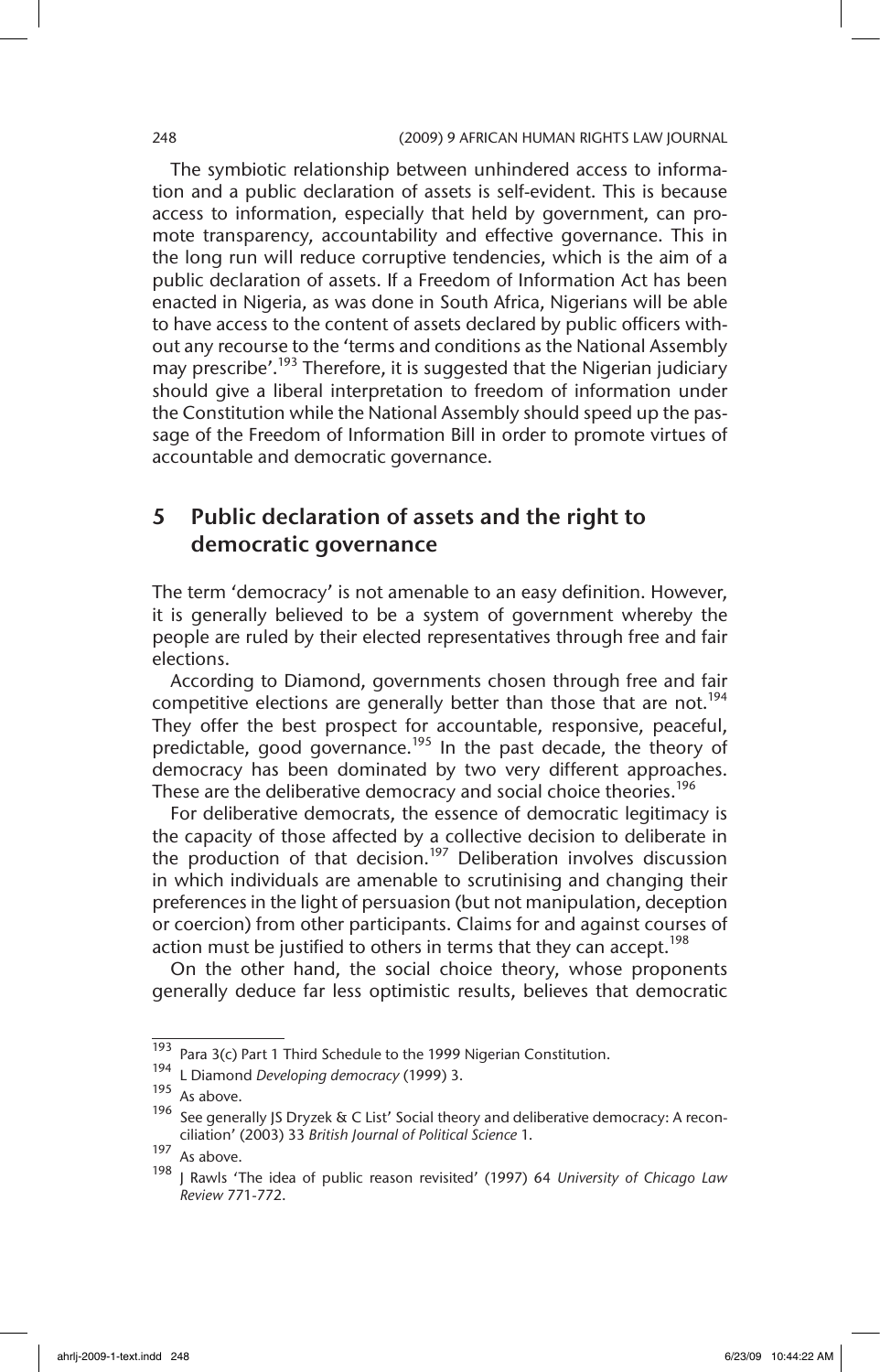The symbiotic relationship between unhindered access to information and a public declaration of assets is self-evident. This is because access to information, especially that held by government, can promote transparency, accountability and effective governance. This in the long run will reduce corruptive tendencies, which is the aim of a public declaration of assets. If a Freedom of Information Act has been enacted in Nigeria, as was done in South Africa, Nigerians will be able to have access to the content of assets declared by public officers without any recourse to the 'terms and conditions as the National Assembly may prescribe'.[193] Therefore, it is suggested that the Nigerian judiciary should give a liberal interpretation to freedom of information under the Constitution while the National Assembly should speed up the passage of the Freedom of Information Bill in order to promote virtues of accountable and democratic governance.

## 5 Public declaration of assets and the right to democratic governance

The term 'democracy' is not amenable to an easy definition. However, it is generally believed to be a system of government whereby the people are ruled by their elected representatives through free and fair elections.

According to Diamond, governments chosen through free and fair competitive elections are generally better than those that are not.[194] They offer the best prospect for accountable, responsive, peaceful, predictable, good governance.[195] In the past decade, the theory of democracy has been dominated by two very different approaches. These are the deliberative democracy and social choice theories.[196]

For deliberative democrats, the essence of democratic legitimacy is the capacity of those affected by a collective decision to deliberate in the production of that decision.[197] Deliberation involves discussion in which individuals are amenable to scrutinising and changing their preferences in the light of persuasion (but not manipulation, deception or coercion) from other participants. Claims for and against courses of action must be justified to others in terms that they can accept.[198]

On the other hand, the social choice theory, whose proponents generally deduce far less optimistic results, believes that democratic

---

193 Para 3(c) Part 1 Third Schedule to the 1999 Nigerian Constitution.

194 L Diamond *Developing democracy* (1999) 3.

195 As above.

196 See generally JS Dryzek & C List' Social theory and deliberative democracy: A reconciliation' (2003) 33 *British Journal of Political Science* 1.

197 As above.

198 J Rawls 'The idea of public reason revisited' (1997) 64 *University of Chicago Law Review* 771-772.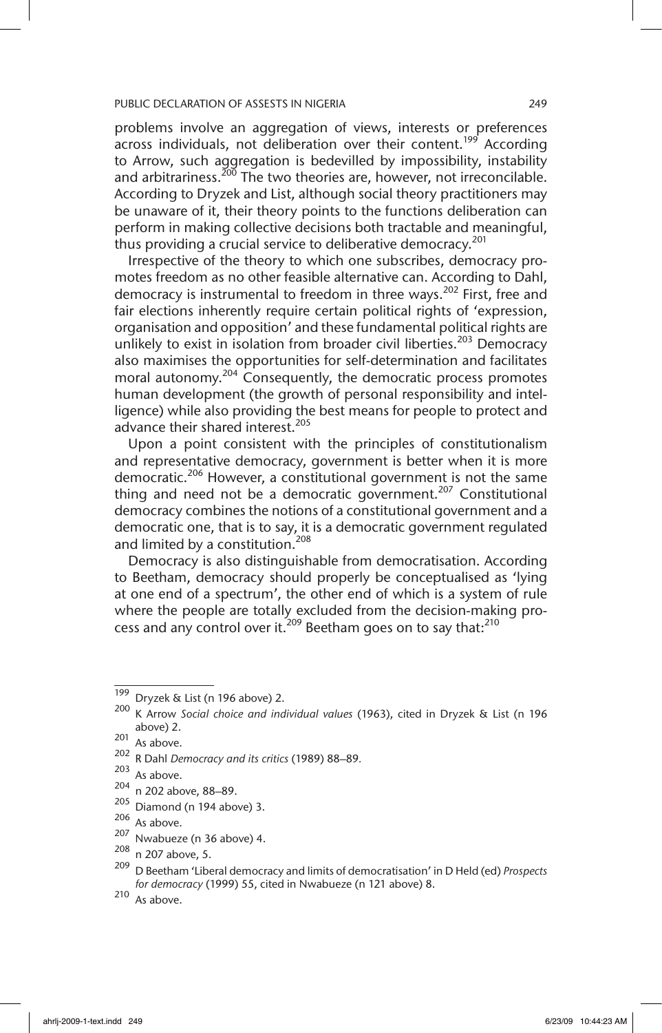problems involve an aggregation of views, interests or preferences across individuals, not deliberation over their content.[199] According to Arrow, such aggregation is bedevilled by impossibility, instability and arbitrariness.[200] The two theories are, however, not irreconcilable. According to Dryzek and List, although social theory practitioners may be unaware of it, their theory points to the functions deliberation can perform in making collective decisions both tractable and meaningful, thus providing a crucial service to deliberative democracy.[201]

Irrespective of the theory to which one subscribes, democracy promotes freedom as no other feasible alternative can. According to Dahl, democracy is instrumental to freedom in three ways.[202] First, free and fair elections inherently require certain political rights of 'expression, organisation and opposition' and these fundamental political rights are unlikely to exist in isolation from broader civil liberties.[203] Democracy also maximises the opportunities for self-determination and facilitates moral autonomy.[204] Consequently, the democratic process promotes human development (the growth of personal responsibility and intelligence) while also providing the best means for people to protect and advance their shared interest.[205]

Upon a point consistent with the principles of constitutionalism and representative democracy, government is better when it is more democratic.[206] However, a constitutional government is not the same thing and need not be a democratic government.[207] Constitutional democracy combines the notions of a constitutional government and a democratic one, that is to say, it is a democratic government regulated and limited by a constitution.[208]

Democracy is also distinguishable from democratisation. According to Beetham, democracy should properly be conceptualised as 'lying at one end of a spectrum', the other end of which is a system of rule where the people are totally excluded from the decision-making process and any control over it.[209] Beetham goes on to say that:[210]

---

199 Dryzek & List (n 196 above) 2.

200 K Arrow *Social choice and individual values* (1963), cited in Dryzek & List (n 196 above) 2.

201 As above.

202 R Dahl *Democracy and its critics* (1989) 88–89.

203 As above.

204 n 202 above, 88–89.

205 Diamond (n 194 above) 3.

206 As above.

207 Nwabueze (n 36 above) 4.

208 n 207 above, 5.

209 D Beetham 'Liberal democracy and limits of democratisation' in D Held (ed) *Prospects for democracy* (1999) 55, cited in Nwabueze (n 121 above) 8.

210 As above.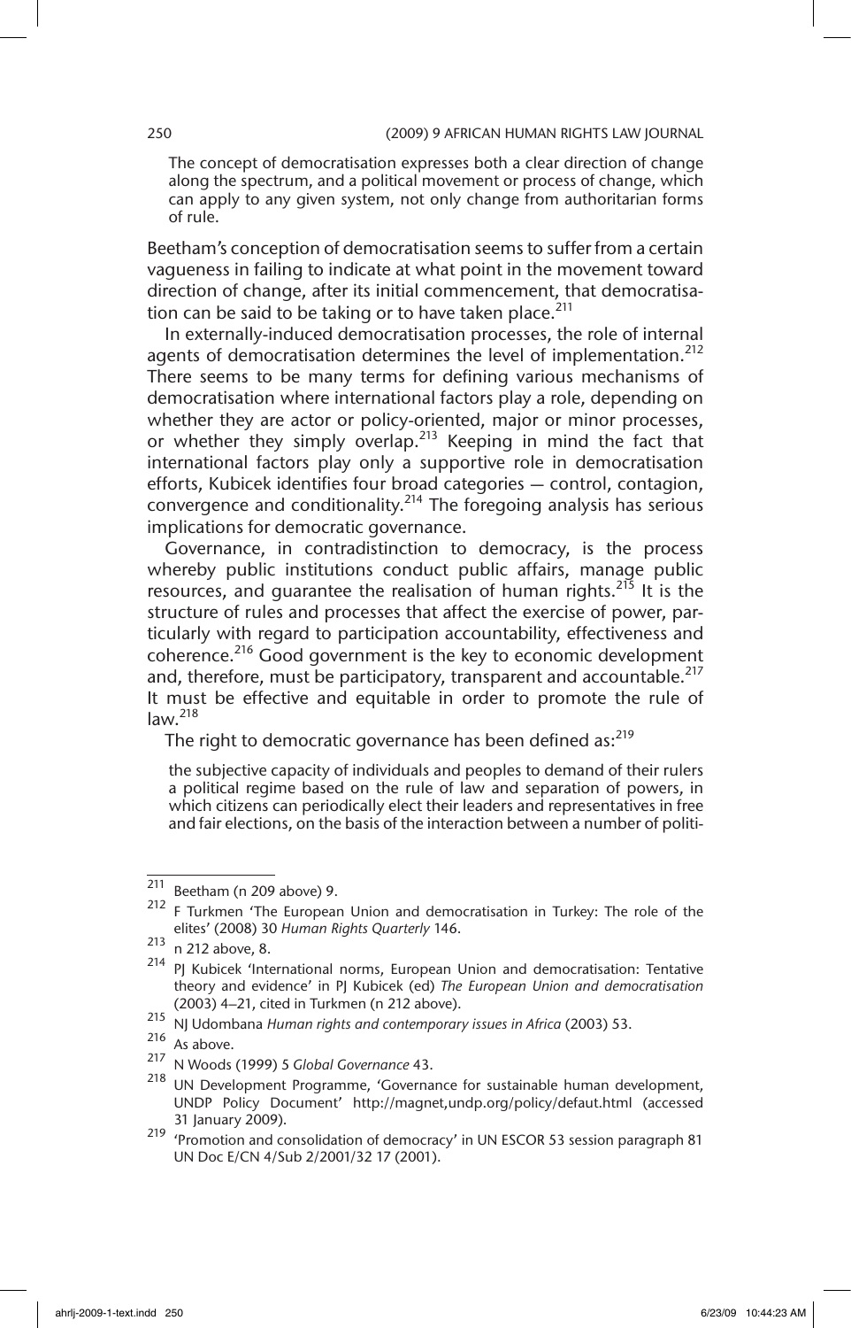> The concept of democratisation expresses both a clear direction of change along the spectrum, and a political movement or process of change, which can apply to any given system, not only change from authoritarian forms of rule.

Beetham's conception of democratisation seems to suffer from a certain vagueness in failing to indicate at what point in the movement toward direction of change, after its initial commencement, that democratisation can be said to be taking or to have taken place.[211]

In externally-induced democratisation processes, the role of internal agents of democratisation determines the level of implementation.[212] There seems to be many terms for defining various mechanisms of democratisation where international factors play a role, depending on whether they are actor or policy-oriented, major or minor processes, or whether they simply overlap.[213] Keeping in mind the fact that international factors play only a supportive role in democratisation efforts, Kubicek identifies four broad categories — control, contagion, convergence and conditionality.[214] The foregoing analysis has serious implications for democratic governance.

Governance, in contradistinction to democracy, is the process whereby public institutions conduct public affairs, manage public resources, and guarantee the realisation of human rights.[215] It is the structure of rules and processes that affect the exercise of power, particularly with regard to participation accountability, effectiveness and coherence.[216] Good government is the key to economic development and, therefore, must be participatory, transparent and accountable.[217] It must be effective and equitable in order to promote the rule of law.[218]

The right to democratic governance has been defined as:[219]

> the subjective capacity of individuals and peoples to demand of their rulers a political regime based on the rule of law and separation of powers, in which citizens can periodically elect their leaders and representatives in free and fair elections, on the basis of the interaction between a number of politi-

---

211 Beetham (n 209 above) 9.

212 F Turkmen 'The European Union and democratisation in Turkey: The role of the elites' (2008) 30 *Human Rights Quarterly* 146.

213 n 212 above, 8.

214 PJ Kubicek 'International norms, European Union and democratisation: Tentative theory and evidence' in PJ Kubicek (ed) *The European Union and democratisation* (2003) 4–21, cited in Turkmen (n 212 above).

215 NJ Udombana *Human rights and contemporary issues in Africa* (2003) 53.

216 As above.

217 N Woods (1999) 5 *Global Governance* 43.

218 UN Development Programme, 'Governance for sustainable human development, UNDP Policy Document' http://magnet,undp.org/policy/defaut.html (accessed 31 January 2009).

219 'Promotion and consolidation of democracy' in UN ESCOR 53 session paragraph 81 UN Doc E/CN 4/Sub 2/2001/32 17 (2001).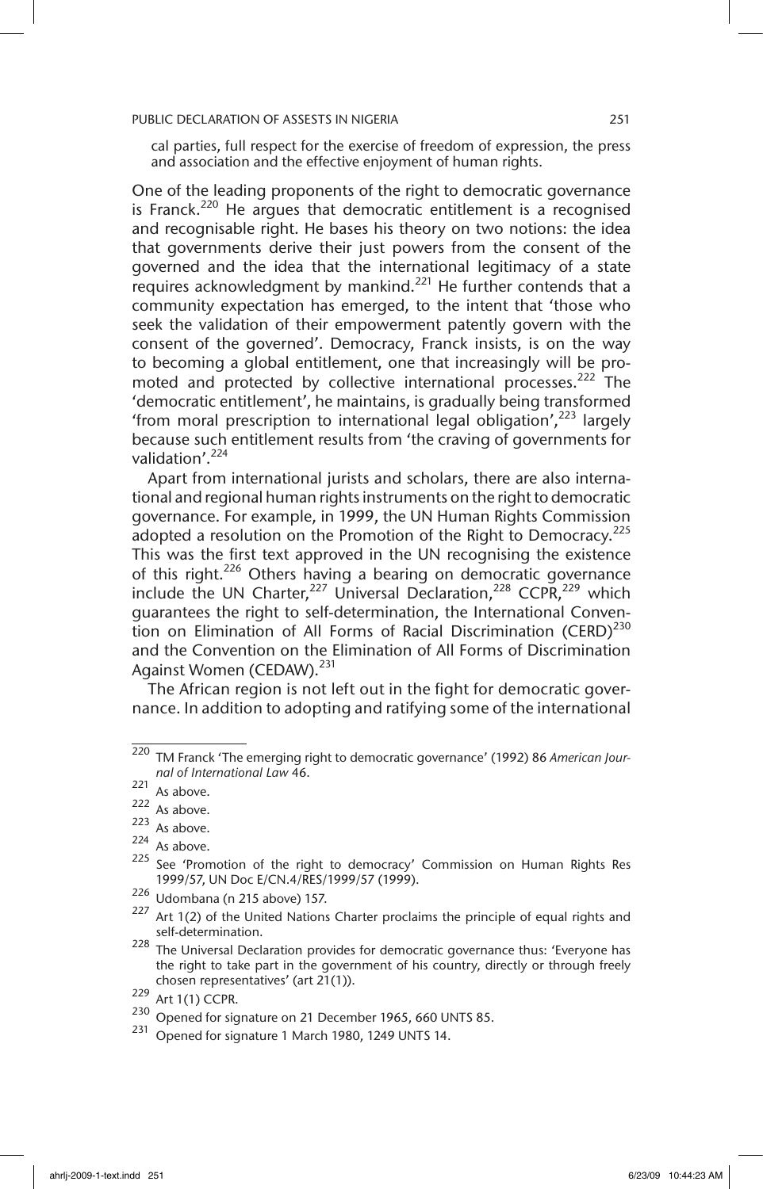cal parties, full respect for the exercise of freedom of expression, the press and association and the effective enjoyment of human rights.

One of the leading proponents of the right to democratic governance is Franck.[220] He argues that democratic entitlement is a recognised and recognisable right. He bases his theory on two notions: the idea that governments derive their just powers from the consent of the governed and the idea that the international legitimacy of a state requires acknowledgment by mankind.[221] He further contends that a community expectation has emerged, to the intent that 'those who seek the validation of their empowerment patently govern with the consent of the governed'. Democracy, Franck insists, is on the way to becoming a global entitlement, one that increasingly will be promoted and protected by collective international processes.[222] The 'democratic entitlement', he maintains, is gradually being transformed 'from moral prescription to international legal obligation',[223] largely because such entitlement results from 'the craving of governments for validation'.[224]

Apart from international jurists and scholars, there are also international and regional human rights instruments on the right to democratic governance. For example, in 1999, the UN Human Rights Commission adopted a resolution on the Promotion of the Right to Democracy.[225] This was the first text approved in the UN recognising the existence of this right.[226] Others having a bearing on democratic governance include the UN Charter,[227] Universal Declaration,[228] CCPR,[229] which guarantees the right to self-determination, the International Convention on Elimination of All Forms of Racial Discrimination (CERD)[230] and the Convention on the Elimination of All Forms of Discrimination Against Women (CEDAW).[231]

The African region is not left out in the fight for democratic governance. In addition to adopting and ratifying some of the international

---

[220] TM Franck 'The emerging right to democratic governance' (1992) 86 *American Journal of International Law* 46.

[221] As above.

[222] As above.

[223] As above.

[224] As above.

[225] See 'Promotion of the right to democracy' Commission on Human Rights Res 1999/57, UN Doc E/CN.4/RES/1999/57 (1999).

[226] Udombana (n 215 above) 157.

[227] Art 1(2) of the United Nations Charter proclaims the principle of equal rights and self-determination.

[228] The Universal Declaration provides for democratic governance thus: 'Everyone has the right to take part in the government of his country, directly or through freely chosen representatives' (art 21(1)).

[229] Art 1(1) CCPR.

[230] Opened for signature on 21 December 1965, 660 UNTS 85.

[231] Opened for signature 1 March 1980, 1249 UNTS 14.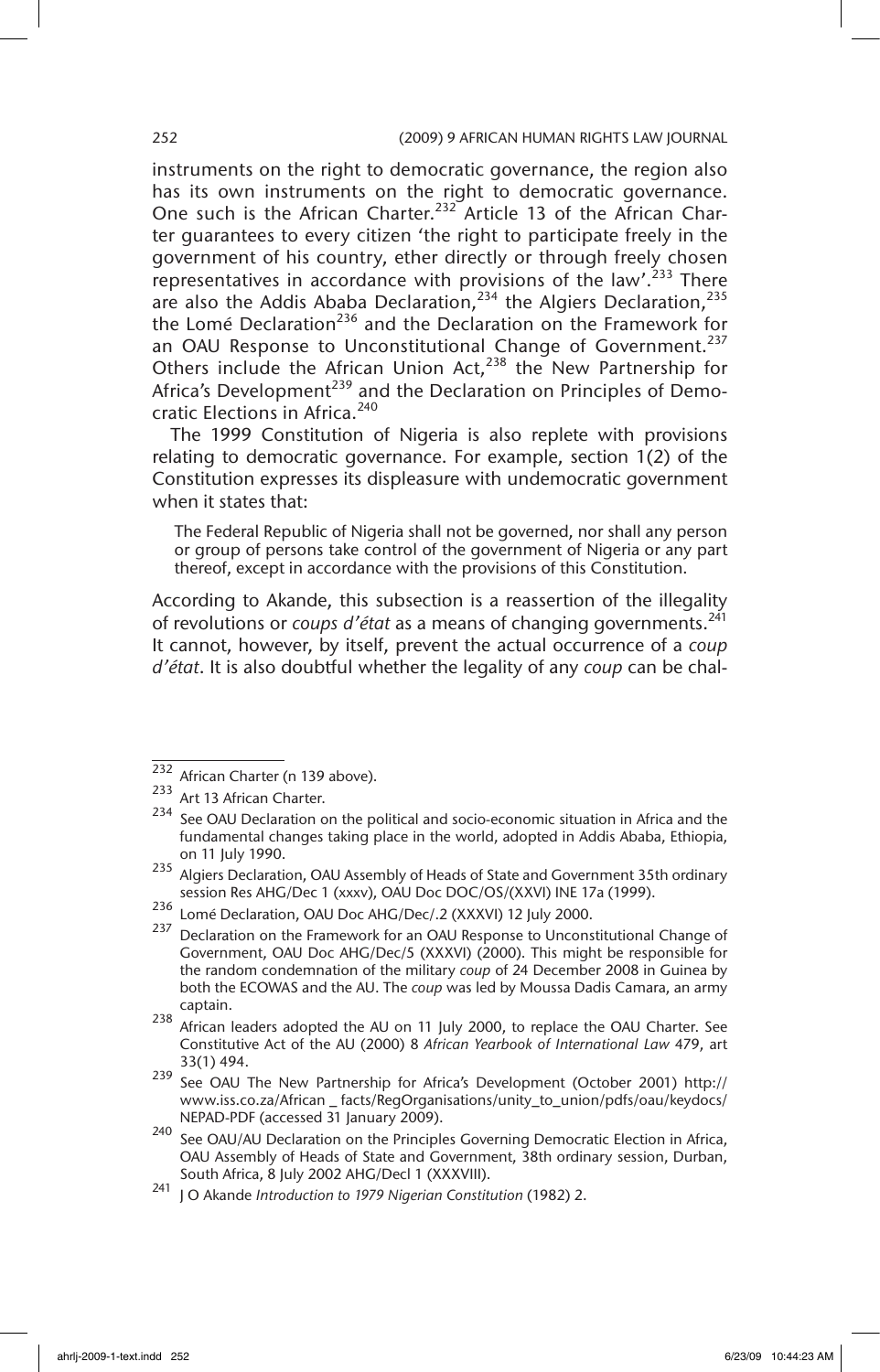instruments on the right to democratic governance, the region also has its own instruments on the right to democratic governance. One such is the African Charter.[232] Article 13 of the African Charter guarantees to every citizen 'the right to participate freely in the government of his country, ether directly or through freely chosen representatives in accordance with provisions of the law'.[233] There are also the Addis Ababa Declaration,[234] the Algiers Declaration,[235] the Lomé Declaration[236] and the Declaration on the Framework for an OAU Response to Unconstitutional Change of Government.[237] Others include the African Union Act,[238] the New Partnership for Africa's Development[239] and the Declaration on Principles of Democratic Elections in Africa.[240]

The 1999 Constitution of Nigeria is also replete with provisions relating to democratic governance. For example, section 1(2) of the Constitution expresses its displeasure with undemocratic government when it states that:

> The Federal Republic of Nigeria shall not be governed, nor shall any person or group of persons take control of the government of Nigeria or any part thereof, except in accordance with the provisions of this Constitution.

According to Akande, this subsection is a reassertion of the illegality of revolutions or *coups d'état* as a means of changing governments.[241] It cannot, however, by itself, prevent the actual occurrence of a *coup d'état*. It is also doubtful whether the legality of any *coup* can be chal-

---

232 African Charter (n 139 above).

233 Art 13 African Charter.

234 See OAU Declaration on the political and socio-economic situation in Africa and the fundamental changes taking place in the world, adopted in Addis Ababa, Ethiopia, on 11 July 1990.

235 Algiers Declaration, OAU Assembly of Heads of State and Government 35th ordinary session Res AHG/Dec 1 (xxxv), OAU Doc DOC/OS/(XXVI) INE 17a (1999).

236 Lomé Declaration, OAU Doc AHG/Dec/.2 (XXXVI) 12 July 2000.

237 Declaration on the Framework for an OAU Response to Unconstitutional Change of Government, OAU Doc AHG/Dec/5 (XXXVI) (2000). This might be responsible for the random condemnation of the military *coup* of 24 December 2008 in Guinea by both the ECOWAS and the AU. The *coup* was led by Moussa Dadis Camara, an army captain.

238 African leaders adopted the AU on 11 July 2000, to replace the OAU Charter. See Constitutive Act of the AU (2000) 8 *African Yearbook of International Law* 479, art 33(1) 494.

239 See OAU The New Partnership for Africa's Development (October 2001) http://www.iss.co.za/African _ facts/RegOrganisations/unity_to_union/pdfs/oau/keydocs/NEPAD-PDF (accessed 31 January 2009).

240 See OAU/AU Declaration on the Principles Governing Democratic Election in Africa, OAU Assembly of Heads of State and Government, 38th ordinary session, Durban, South Africa, 8 July 2002 AHG/Decl 1 (XXXVIII).

241 J O Akande *Introduction to 1979 Nigerian Constitution* (1982) 2.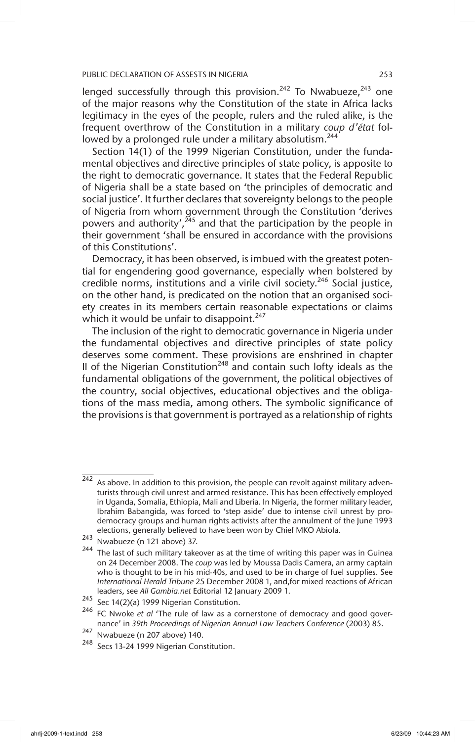lenged successfully through this provision.[242] To Nwabueze,[243] one of the major reasons why the Constitution of the state in Africa lacks legitimacy in the eyes of the people, rulers and the ruled alike, is the frequent overthrow of the Constitution in a military *coup d'état* followed by a prolonged rule under a military absolutism.[244]

Section 14(1) of the 1999 Nigerian Constitution, under the fundamental objectives and directive principles of state policy, is apposite to the right to democratic governance. It states that the Federal Republic of Nigeria shall be a state based on 'the principles of democratic and social justice'. It further declares that sovereignty belongs to the people of Nigeria from whom government through the Constitution 'derives powers and authority',[245] and that the participation by the people in their government 'shall be ensured in accordance with the provisions of this Constitutions'.

Democracy, it has been observed, is imbued with the greatest potential for engendering good governance, especially when bolstered by credible norms, institutions and a virile civil society.[246] Social justice, on the other hand, is predicated on the notion that an organised society creates in its members certain reasonable expectations or claims which it would be unfair to disappoint.[247]

The inclusion of the right to democratic governance in Nigeria under the fundamental objectives and directive principles of state policy deserves some comment. These provisions are enshrined in chapter II of the Nigerian Constitution[248] and contain such lofty ideals as the fundamental obligations of the government, the political objectives of the country, social objectives, educational objectives and the obligations of the mass media, among others. The symbolic significance of the provisions is that government is portrayed as a relationship of rights

---

[242] As above. In addition to this provision, the people can revolt against military adventurists through civil unrest and armed resistance. This has been effectively employed in Uganda, Somalia, Ethiopia, Mali and Liberia. In Nigeria, the former military leader, Ibrahim Babangida, was forced to 'step aside' due to intense civil unrest by pro-democracy groups and human rights activists after the annulment of the June 1993 elections, generally believed to have been won by Chief MKO Abiola.

[243] Nwabueze (n 121 above) 37.

[244] The last of such military takeover as at the time of writing this paper was in Guinea on 24 December 2008. The *coup* was led by Moussa Dadis Camera, an army captain who is thought to be in his mid-40s, and used to be in charge of fuel supplies. See *International Herald Tribune* 25 December 2008 1, and,for mixed reactions of African leaders, see *All Gambia.net* Editorial 12 January 2009 1.

[245] Sec 14(2)(a) 1999 Nigerian Constitution.

[246] FC Nwoke *et al* 'The rule of law as a cornerstone of democracy and good governance' in *39th Proceedings of Nigerian Annual Law Teachers Conference* (2003) 85.

[247] Nwabueze (n 207 above) 140.

[248] Secs 13-24 1999 Nigerian Constitution.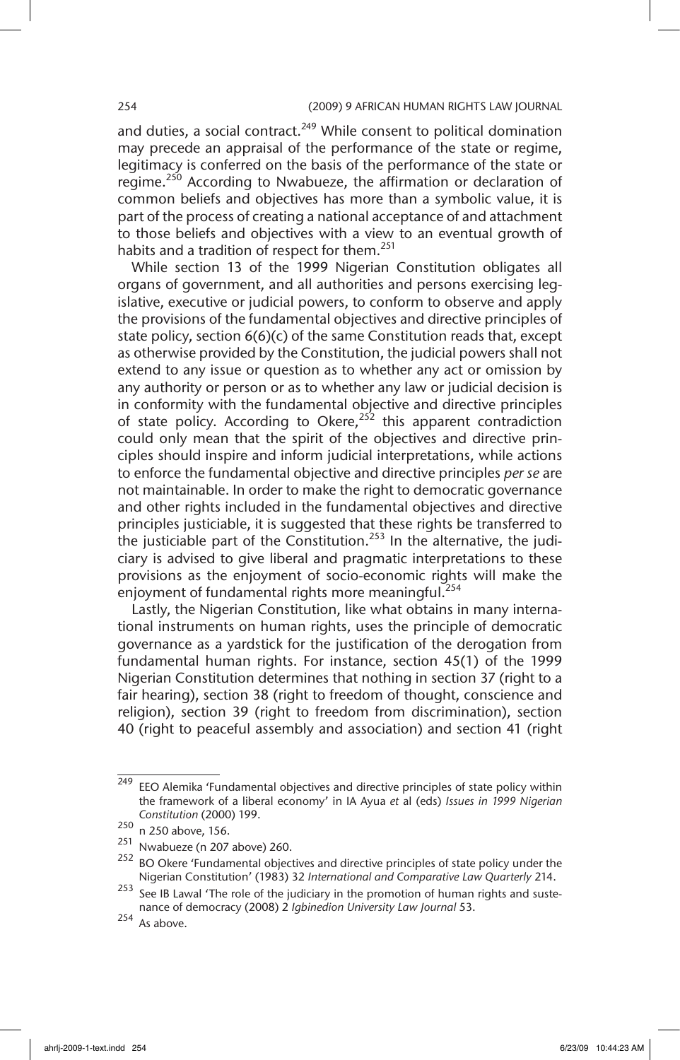and duties, a social contract.[249] While consent to political domination may precede an appraisal of the performance of the state or regime, legitimacy is conferred on the basis of the performance of the state or regime.[250] According to Nwabueze, the affirmation or declaration of common beliefs and objectives has more than a symbolic value, it is part of the process of creating a national acceptance of and attachment to those beliefs and objectives with a view to an eventual growth of habits and a tradition of respect for them.[251]

While section 13 of the 1999 Nigerian Constitution obligates all organs of government, and all authorities and persons exercising legislative, executive or judicial powers, to conform to observe and apply the provisions of the fundamental objectives and directive principles of state policy, section 6(6)(c) of the same Constitution reads that, except as otherwise provided by the Constitution, the judicial powers shall not extend to any issue or question as to whether any act or omission by any authority or person or as to whether any law or judicial decision is in conformity with the fundamental objective and directive principles of state policy. According to Okere,[252] this apparent contradiction could only mean that the spirit of the objectives and directive principles should inspire and inform judicial interpretations, while actions to enforce the fundamental objective and directive principles *per se* are not maintainable. In order to make the right to democratic governance and other rights included in the fundamental objectives and directive principles justiciable, it is suggested that these rights be transferred to the justiciable part of the Constitution.[253] In the alternative, the judiciary is advised to give liberal and pragmatic interpretations to these provisions as the enjoyment of socio-economic rights will make the enjoyment of fundamental rights more meaningful.[254]

Lastly, the Nigerian Constitution, like what obtains in many international instruments on human rights, uses the principle of democratic governance as a yardstick for the justification of the derogation from fundamental human rights. For instance, section 45(1) of the 1999 Nigerian Constitution determines that nothing in section 37 (right to a fair hearing), section 38 (right to freedom of thought, conscience and religion), section 39 (right to freedom from discrimination), section 40 (right to peaceful assembly and association) and section 41 (right

---

[249] EEO Alemika 'Fundamental objectives and directive principles of state policy within the framework of a liberal economy' in IA Ayua *et* al (eds) *Issues in 1999 Nigerian Constitution* (2000) 199.

[250] n 250 above, 156.

[251] Nwabueze (n 207 above) 260.

[252] BO Okere 'Fundamental objectives and directive principles of state policy under the Nigerian Constitution' (1983) 32 *International and Comparative Law Quarterly* 214.

[253] See IB Lawal 'The role of the judiciary in the promotion of human rights and sustenance of democracy (2008) 2 *Igbinedion University Law Journal* 53.

[254] As above.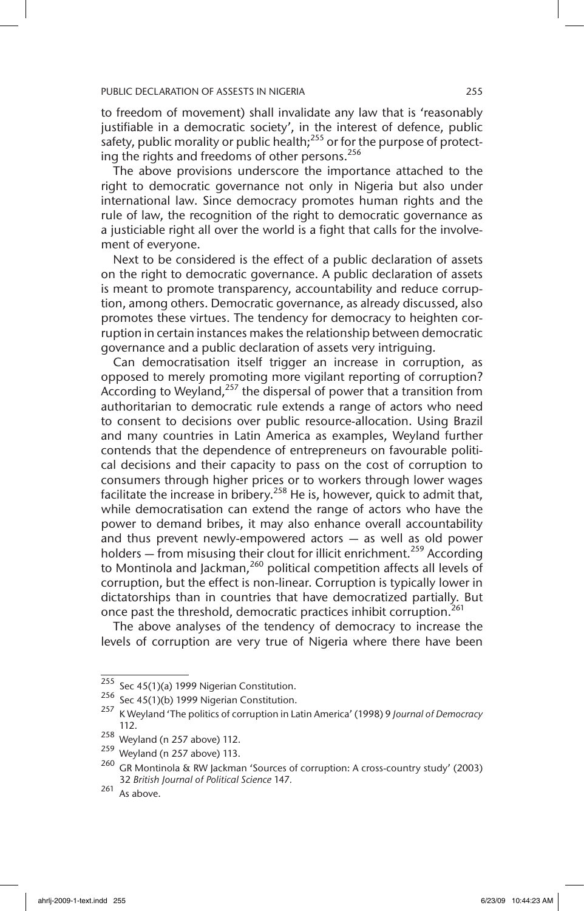to freedom of movement) shall invalidate any law that is 'reasonably justifiable in a democratic society', in the interest of defence, public safety, public morality or public health;[255] or for the purpose of protecting the rights and freedoms of other persons.[256]

The above provisions underscore the importance attached to the right to democratic governance not only in Nigeria but also under international law. Since democracy promotes human rights and the rule of law, the recognition of the right to democratic governance as a justiciable right all over the world is a fight that calls for the involvement of everyone.

Next to be considered is the effect of a public declaration of assets on the right to democratic governance. A public declaration of assets is meant to promote transparency, accountability and reduce corruption, among others. Democratic governance, as already discussed, also promotes these virtues. The tendency for democracy to heighten corruption in certain instances makes the relationship between democratic governance and a public declaration of assets very intriguing.

Can democratisation itself trigger an increase in corruption, as opposed to merely promoting more vigilant reporting of corruption? According to Weyland,[257] the dispersal of power that a transition from authoritarian to democratic rule extends a range of actors who need to consent to decisions over public resource-allocation. Using Brazil and many countries in Latin America as examples, Weyland further contends that the dependence of entrepreneurs on favourable political decisions and their capacity to pass on the cost of corruption to consumers through higher prices or to workers through lower wages facilitate the increase in bribery.[258] He is, however, quick to admit that, while democratisation can extend the range of actors who have the power to demand bribes, it may also enhance overall accountability and thus prevent newly-empowered actors — as well as old power holders — from misusing their clout for illicit enrichment.[259] According to Montinola and Jackman,[260] political competition affects all levels of corruption, but the effect is non-linear. Corruption is typically lower in dictatorships than in countries that have democratized partially. But once past the threshold, democratic practices inhibit corruption.[261]

The above analyses of the tendency of democracy to increase the levels of corruption are very true of Nigeria where there have been

---

[255] Sec 45(1)(a) 1999 Nigerian Constitution.

[256] Sec 45(1)(b) 1999 Nigerian Constitution.

[257] K Weyland 'The politics of corruption in Latin America' (1998) 9 *Journal of Democracy* 112.

[258] Weyland (n 257 above) 112.

[259] Weyland (n 257 above) 113.

[260] GR Montinola & RW Jackman 'Sources of corruption: A cross-country study' (2003) 32 *British Journal of Political Science* 147.

[261] As above.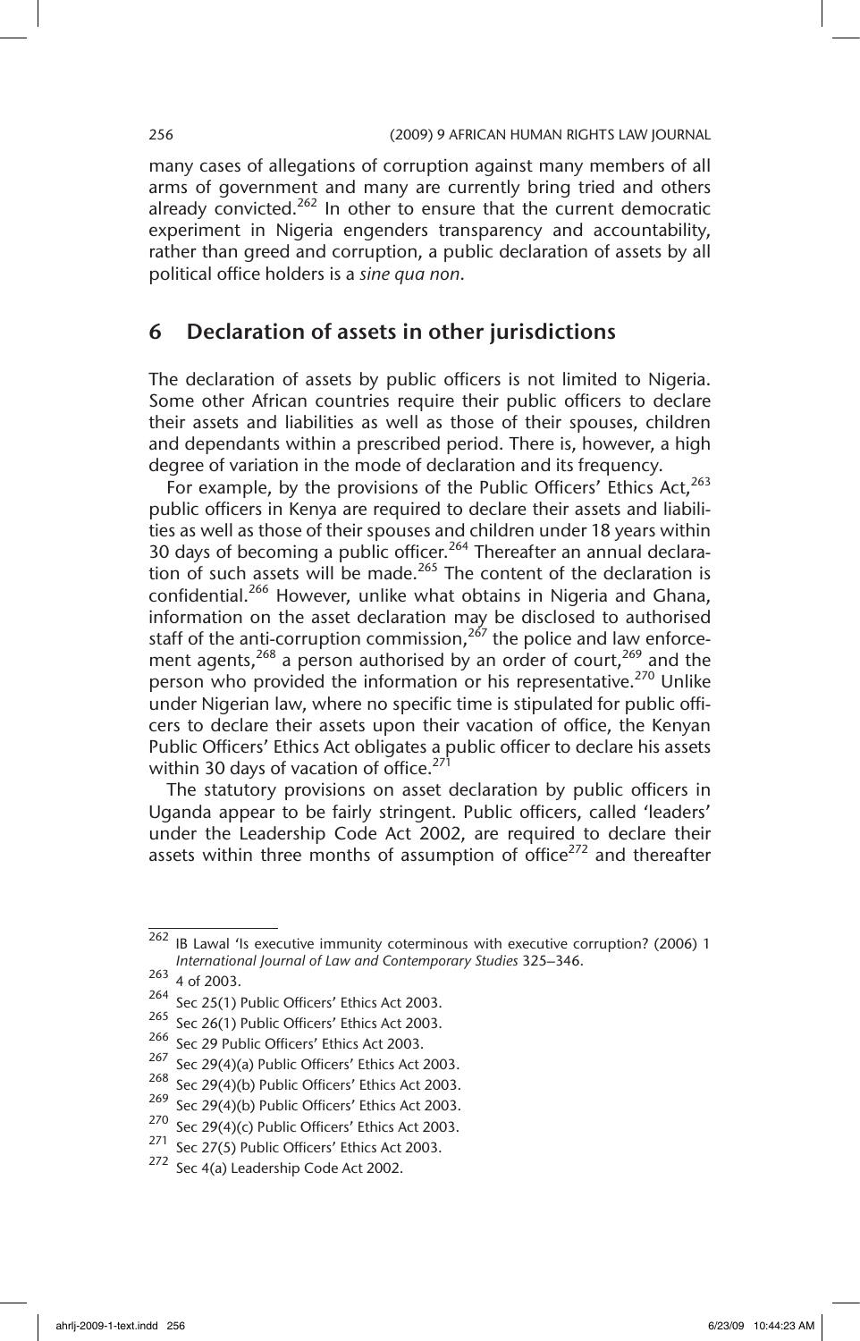many cases of allegations of corruption against many members of all arms of government and many are currently bring tried and others already convicted.[262] In other to ensure that the current democratic experiment in Nigeria engenders transparency and accountability, rather than greed and corruption, a public declaration of assets by all political office holders is a *sine qua non*.

## 6 Declaration of assets in other jurisdictions

The declaration of assets by public officers is not limited to Nigeria. Some other African countries require their public officers to declare their assets and liabilities as well as those of their spouses, children and dependants within a prescribed period. There is, however, a high degree of variation in the mode of declaration and its frequency.

For example, by the provisions of the Public Officers' Ethics Act,[263] public officers in Kenya are required to declare their assets and liabilities as well as those of their spouses and children under 18 years within 30 days of becoming a public officer.[264] Thereafter an annual declaration of such assets will be made.[265] The content of the declaration is confidential.[266] However, unlike what obtains in Nigeria and Ghana, information on the asset declaration may be disclosed to authorised staff of the anti-corruption commission,[267] the police and law enforcement agents,[268] a person authorised by an order of court,[269] and the person who provided the information or his representative.[270] Unlike under Nigerian law, where no specific time is stipulated for public officers to declare their assets upon their vacation of office, the Kenyan Public Officers' Ethics Act obligates a public officer to declare his assets within 30 days of vacation of office.[271]

The statutory provisions on asset declaration by public officers in Uganda appear to be fairly stringent. Public officers, called 'leaders' under the Leadership Code Act 2002, are required to declare their assets within three months of assumption of office[272] and thereafter

---

[262] IB Lawal 'Is executive immunity coterminous with executive corruption? (2006) 1 *International Journal of Law and Contemporary Studies* 325–346.

[263] 4 of 2003.

[264] Sec 25(1) Public Officers' Ethics Act 2003.

[265] Sec 26(1) Public Officers' Ethics Act 2003.

[266] Sec 29 Public Officers' Ethics Act 2003.

[267] Sec 29(4)(a) Public Officers' Ethics Act 2003.

[268] Sec 29(4)(b) Public Officers' Ethics Act 2003.

[269] Sec 29(4)(b) Public Officers' Ethics Act 2003.

[270] Sec 29(4)(c) Public Officers' Ethics Act 2003.

[271] Sec 27(5) Public Officers' Ethics Act 2003.

[272] Sec 4(a) Leadership Code Act 2002.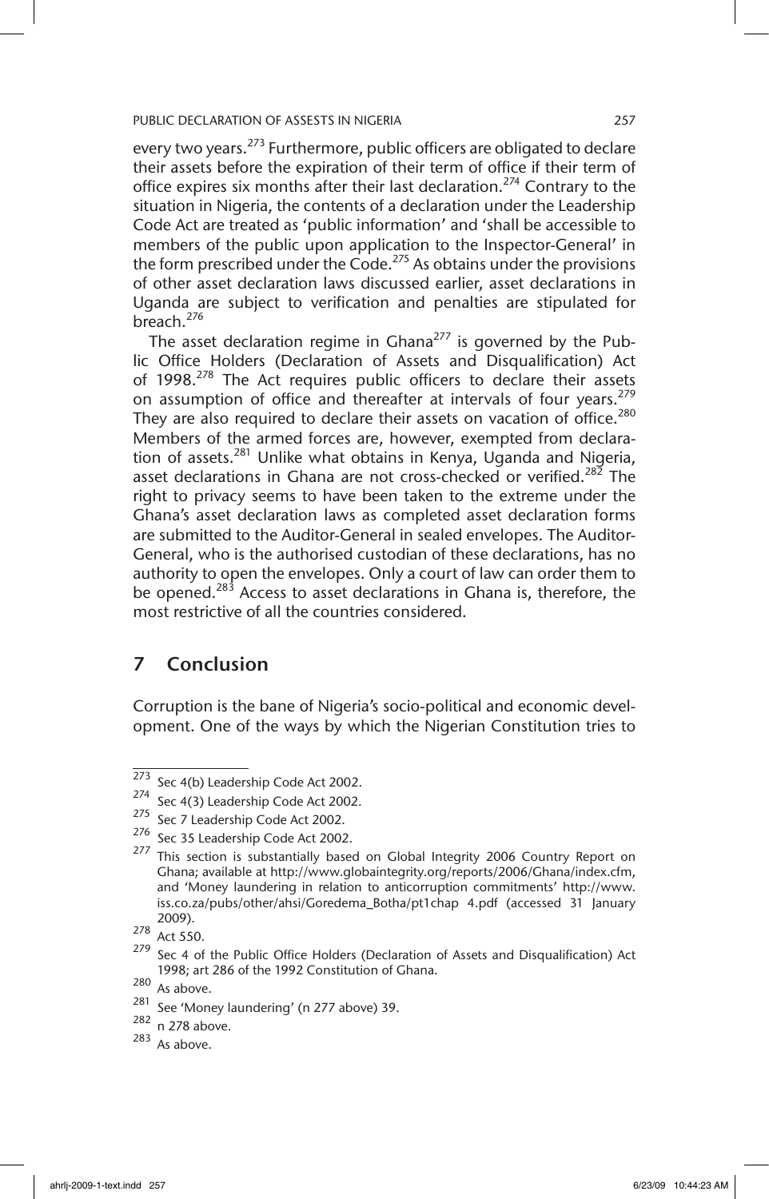every two years.[273] Furthermore, public officers are obligated to declare their assets before the expiration of their term of office if their term of office expires six months after their last declaration.[274] Contrary to the situation in Nigeria, the contents of a declaration under the Leadership Code Act are treated as 'public information' and 'shall be accessible to members of the public upon application to the Inspector-General' in the form prescribed under the Code.[275] As obtains under the provisions of other asset declaration laws discussed earlier, asset declarations in Uganda are subject to verification and penalties are stipulated for breach.[276]

The asset declaration regime in Ghana[277] is governed by the Public Office Holders (Declaration of Assets and Disqualification) Act of 1998.[278] The Act requires public officers to declare their assets on assumption of office and thereafter at intervals of four years.[279] They are also required to declare their assets on vacation of office.[280] Members of the armed forces are, however, exempted from declaration of assets.[281] Unlike what obtains in Kenya, Uganda and Nigeria, asset declarations in Ghana are not cross-checked or verified.[282] The right to privacy seems to have been taken to the extreme under the Ghana's asset declaration laws as completed asset declaration forms are submitted to the Auditor-General in sealed envelopes. The Auditor-General, who is the authorised custodian of these declarations, has no authority to open the envelopes. Only a court of law can order them to be opened.[283] Access to asset declarations in Ghana is, therefore, the most restrictive of all the countries considered.

## 7 Conclusion

Corruption is the bane of Nigeria's socio-political and economic development. One of the ways by which the Nigerian Constitution tries to

---

273 Sec 4(b) Leadership Code Act 2002.

274 Sec 4(3) Leadership Code Act 2002.

275 Sec 7 Leadership Code Act 2002.

276 Sec 35 Leadership Code Act 2002.

277 This section is substantially based on Global Integrity 2006 Country Report on Ghana; available at http://www.globaintegrity.org/reports/2006/Ghana/index.cfm, and 'Money laundering in relation to anticorruption commitments' http://www.iss.co.za/pubs/other/ahsi/Goredema_Botha/pt1chap 4.pdf (accessed 31 January 2009).

278 Act 550.

279 Sec 4 of the Public Office Holders (Declaration of Assets and Disqualification) Act 1998; art 286 of the 1992 Constitution of Ghana.

280 As above.

281 See 'Money laundering' (n 277 above) 39.

282 n 278 above.

283 As above.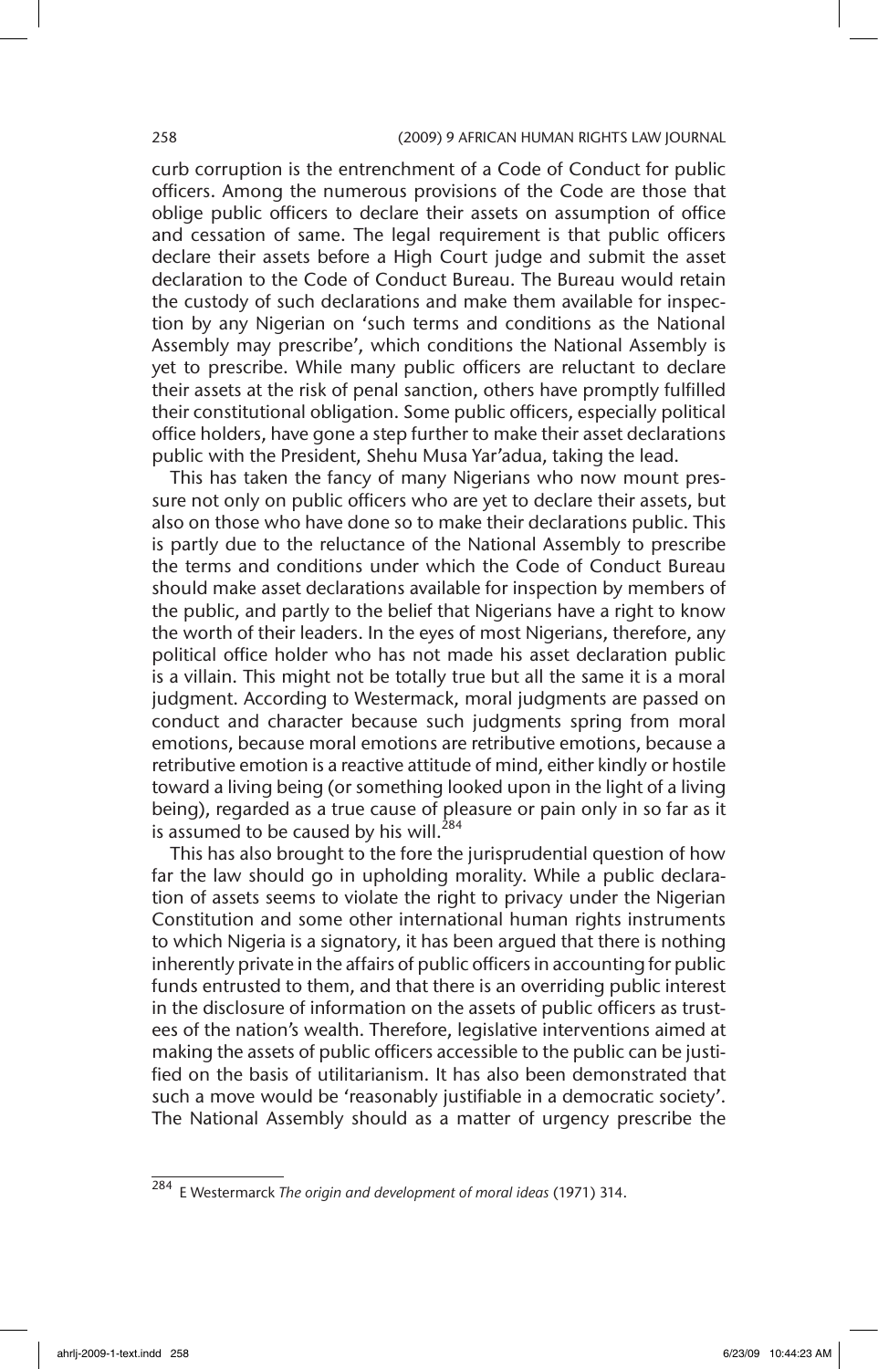curb corruption is the entrenchment of a Code of Conduct for public officers. Among the numerous provisions of the Code are those that oblige public officers to declare their assets on assumption of office and cessation of same. The legal requirement is that public officers declare their assets before a High Court judge and submit the asset declaration to the Code of Conduct Bureau. The Bureau would retain the custody of such declarations and make them available for inspection by any Nigerian on 'such terms and conditions as the National Assembly may prescribe', which conditions the National Assembly is yet to prescribe. While many public officers are reluctant to declare their assets at the risk of penal sanction, others have promptly fulfilled their constitutional obligation. Some public officers, especially political office holders, have gone a step further to make their asset declarations public with the President, Shehu Musa Yar'adua, taking the lead.

This has taken the fancy of many Nigerians who now mount pressure not only on public officers who are yet to declare their assets, but also on those who have done so to make their declarations public. This is partly due to the reluctance of the National Assembly to prescribe the terms and conditions under which the Code of Conduct Bureau should make asset declarations available for inspection by members of the public, and partly to the belief that Nigerians have a right to know the worth of their leaders. In the eyes of most Nigerians, therefore, any political office holder who has not made his asset declaration public is a villain. This might not be totally true but all the same it is a moral judgment. According to Westermack, moral judgments are passed on conduct and character because such judgments spring from moral emotions, because moral emotions are retributive emotions, because a retributive emotion is a reactive attitude of mind, either kindly or hostile toward a living being (or something looked upon in the light of a living being), regarded as a true cause of pleasure or pain only in so far as it is assumed to be caused by his will.[284]

This has also brought to the fore the jurisprudential question of how far the law should go in upholding morality. While a public declaration of assets seems to violate the right to privacy under the Nigerian Constitution and some other international human rights instruments to which Nigeria is a signatory, it has been argued that there is nothing inherently private in the affairs of public officers in accounting for public funds entrusted to them, and that there is an overriding public interest in the disclosure of information on the assets of public officers as trustees of the nation's wealth. Therefore, legislative interventions aimed at making the assets of public officers accessible to the public can be justified on the basis of utilitarianism. It has also been demonstrated that such a move would be 'reasonably justifiable in a democratic society'. The National Assembly should as a matter of urgency prescribe the

---

[284] E Westermarck *The origin and development of moral ideas* (1971) 314.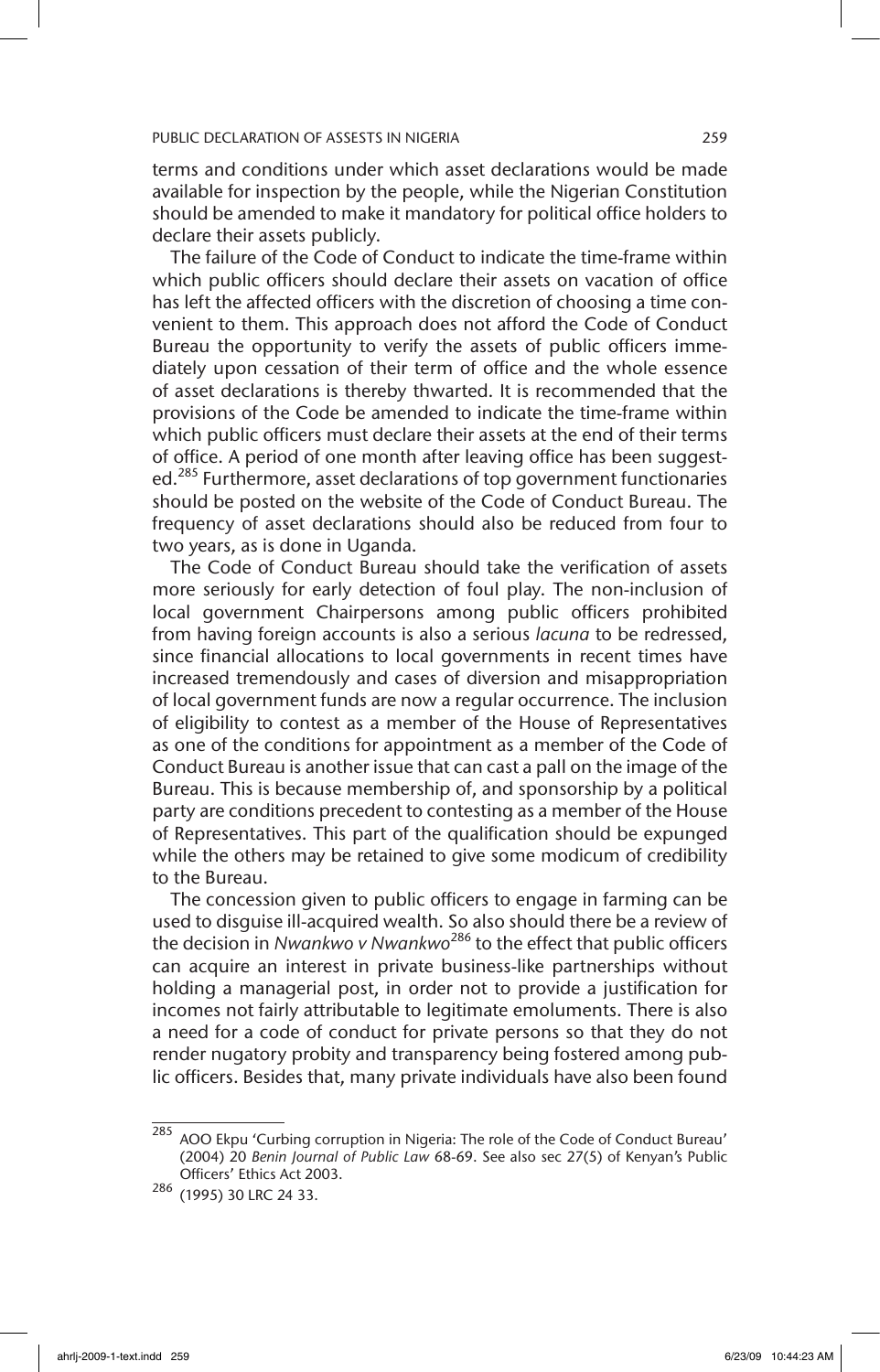terms and conditions under which asset declarations would be made available for inspection by the people, while the Nigerian Constitution should be amended to make it mandatory for political office holders to declare their assets publicly.

The failure of the Code of Conduct to indicate the time-frame within which public officers should declare their assets on vacation of office has left the affected officers with the discretion of choosing a time convenient to them. This approach does not afford the Code of Conduct Bureau the opportunity to verify the assets of public officers immediately upon cessation of their term of office and the whole essence of asset declarations is thereby thwarted. It is recommended that the provisions of the Code be amended to indicate the time-frame within which public officers must declare their assets at the end of their terms of office. A period of one month after leaving office has been suggested.[285] Furthermore, asset declarations of top government functionaries should be posted on the website of the Code of Conduct Bureau. The frequency of asset declarations should also be reduced from four to two years, as is done in Uganda.

The Code of Conduct Bureau should take the verification of assets more seriously for early detection of foul play. The non-inclusion of local government Chairpersons among public officers prohibited from having foreign accounts is also a serious *lacuna* to be redressed, since financial allocations to local governments in recent times have increased tremendously and cases of diversion and misappropriation of local government funds are now a regular occurrence. The inclusion of eligibility to contest as a member of the House of Representatives as one of the conditions for appointment as a member of the Code of Conduct Bureau is another issue that can cast a pall on the image of the Bureau. This is because membership of, and sponsorship by a political party are conditions precedent to contesting as a member of the House of Representatives. This part of the qualification should be expunged while the others may be retained to give some modicum of credibility to the Bureau.

The concession given to public officers to engage in farming can be used to disguise ill-acquired wealth. So also should there be a review of the decision in *Nwankwo v Nwankwo*[286] to the effect that public officers can acquire an interest in private business-like partnerships without holding a managerial post, in order not to provide a justification for incomes not fairly attributable to legitimate emoluments. There is also a need for a code of conduct for private persons so that they do not render nugatory probity and transparency being fostered among public officers. Besides that, many private individuals have also been found

---

[285] AOO Ekpu 'Curbing corruption in Nigeria: The role of the Code of Conduct Bureau' (2004) 20 *Benin Journal of Public Law* 68-69. See also sec 27(5) of Kenyan's Public Officers' Ethics Act 2003.

[286] (1995) 30 LRC 24 33.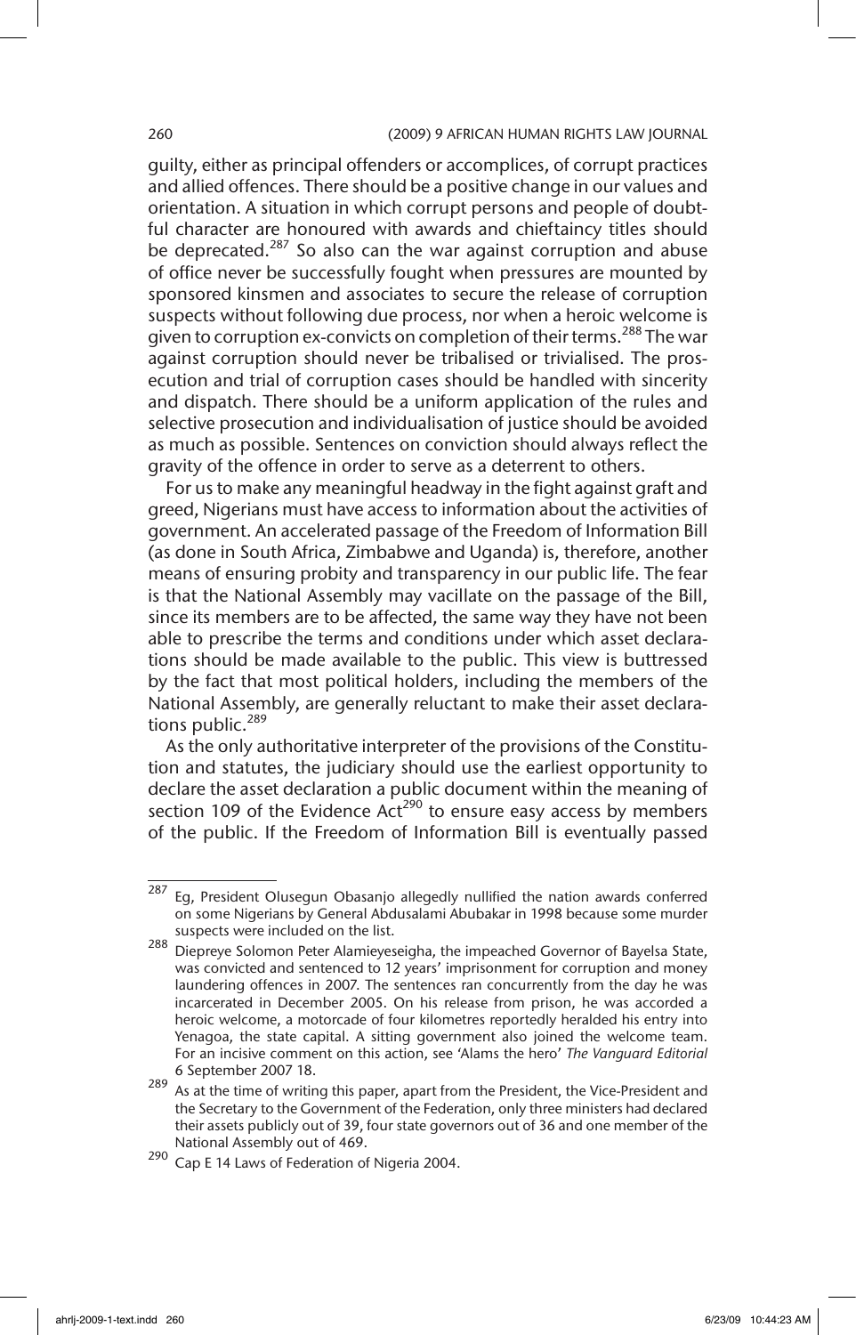guilty, either as principal offenders or accomplices, of corrupt practices and allied offences. There should be a positive change in our values and orientation. A situation in which corrupt persons and people of doubtful character are honoured with awards and chieftaincy titles should be deprecated.[287] So also can the war against corruption and abuse of office never be successfully fought when pressures are mounted by sponsored kinsmen and associates to secure the release of corruption suspects without following due process, nor when a heroic welcome is given to corruption ex-convicts on completion of their terms.[288] The war against corruption should never be tribalised or trivialised. The prosecution and trial of corruption cases should be handled with sincerity and dispatch. There should be a uniform application of the rules and selective prosecution and individualisation of justice should be avoided as much as possible. Sentences on conviction should always reflect the gravity of the offence in order to serve as a deterrent to others.

For us to make any meaningful headway in the fight against graft and greed, Nigerians must have access to information about the activities of government. An accelerated passage of the Freedom of Information Bill (as done in South Africa, Zimbabwe and Uganda) is, therefore, another means of ensuring probity and transparency in our public life. The fear is that the National Assembly may vacillate on the passage of the Bill, since its members are to be affected, the same way they have not been able to prescribe the terms and conditions under which asset declarations should be made available to the public. This view is buttressed by the fact that most political holders, including the members of the National Assembly, are generally reluctant to make their asset declarations public.[289]

As the only authoritative interpreter of the provisions of the Constitution and statutes, the judiciary should use the earliest opportunity to declare the asset declaration a public document within the meaning of section 109 of the Evidence Act[290] to ensure easy access by members of the public. If the Freedom of Information Bill is eventually passed

---

[287] Eg, President Olusegun Obasanjo allegedly nullified the nation awards conferred on some Nigerians by General Abdusalami Abubakar in 1998 because some murder suspects were included on the list.

[288] Diepreye Solomon Peter Alamieyeseigha, the impeached Governor of Bayelsa State, was convicted and sentenced to 12 years' imprisonment for corruption and money laundering offences in 2007. The sentences ran concurrently from the day he was incarcerated in December 2005. On his release from prison, he was accorded a heroic welcome, a motorcade of four kilometres reportedly heralded his entry into Yenagoa, the state capital. A sitting government also joined the welcome team. For an incisive comment on this action, see 'Alams the hero' *The Vanguard Editorial* 6 September 2007 18.

[289] As at the time of writing this paper, apart from the President, the Vice-President and the Secretary to the Government of the Federation, only three ministers had declared their assets publicly out of 39, four state governors out of 36 and one member of the National Assembly out of 469.

[290] Cap E 14 Laws of Federation of Nigeria 2004.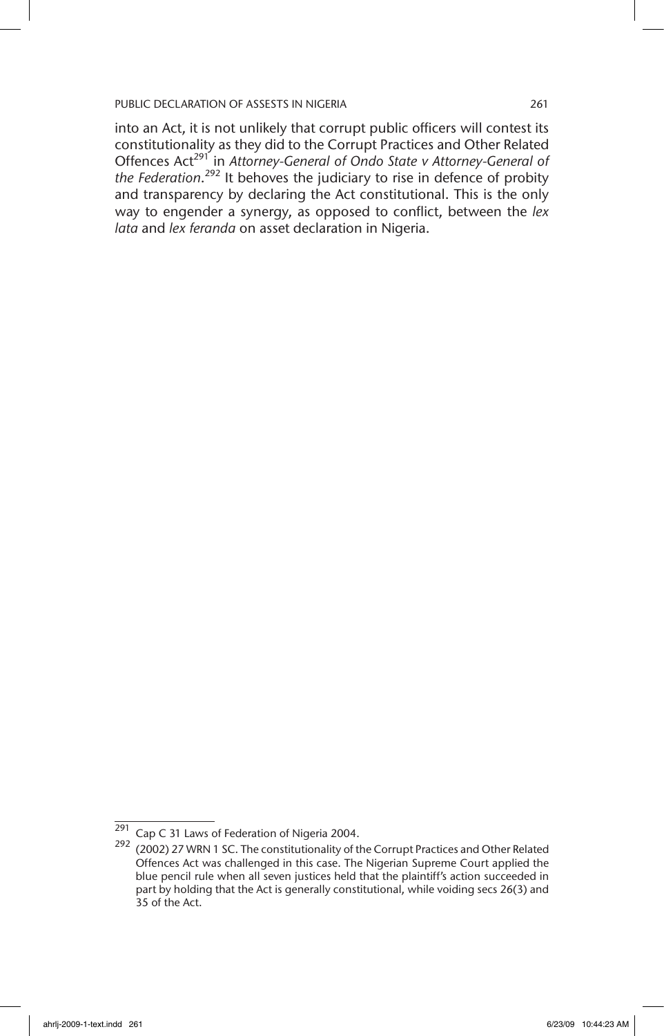into an Act, it is not unlikely that corrupt public officers will contest its constitutionality as they did to the Corrupt Practices and Other Related Offences Act[291] in *Attorney-General of Ondo State v Attorney-General of the Federation*.[292] It behoves the judiciary to rise in defence of probity and transparency by declaring the Act constitutional. This is the only way to engender a synergy, as opposed to conflict, between the *lex lata* and *lex feranda* on asset declaration in Nigeria.

---

[291] Cap C 31 Laws of Federation of Nigeria 2004.

[292] (2002) 27 WRN 1 SC. The constitutionality of the Corrupt Practices and Other Related Offences Act was challenged in this case. The Nigerian Supreme Court applied the blue pencil rule when all seven justices held that the plaintiff's action succeeded in part by holding that the Act is generally constitutional, while voiding secs 26(3) and 35 of the Act.